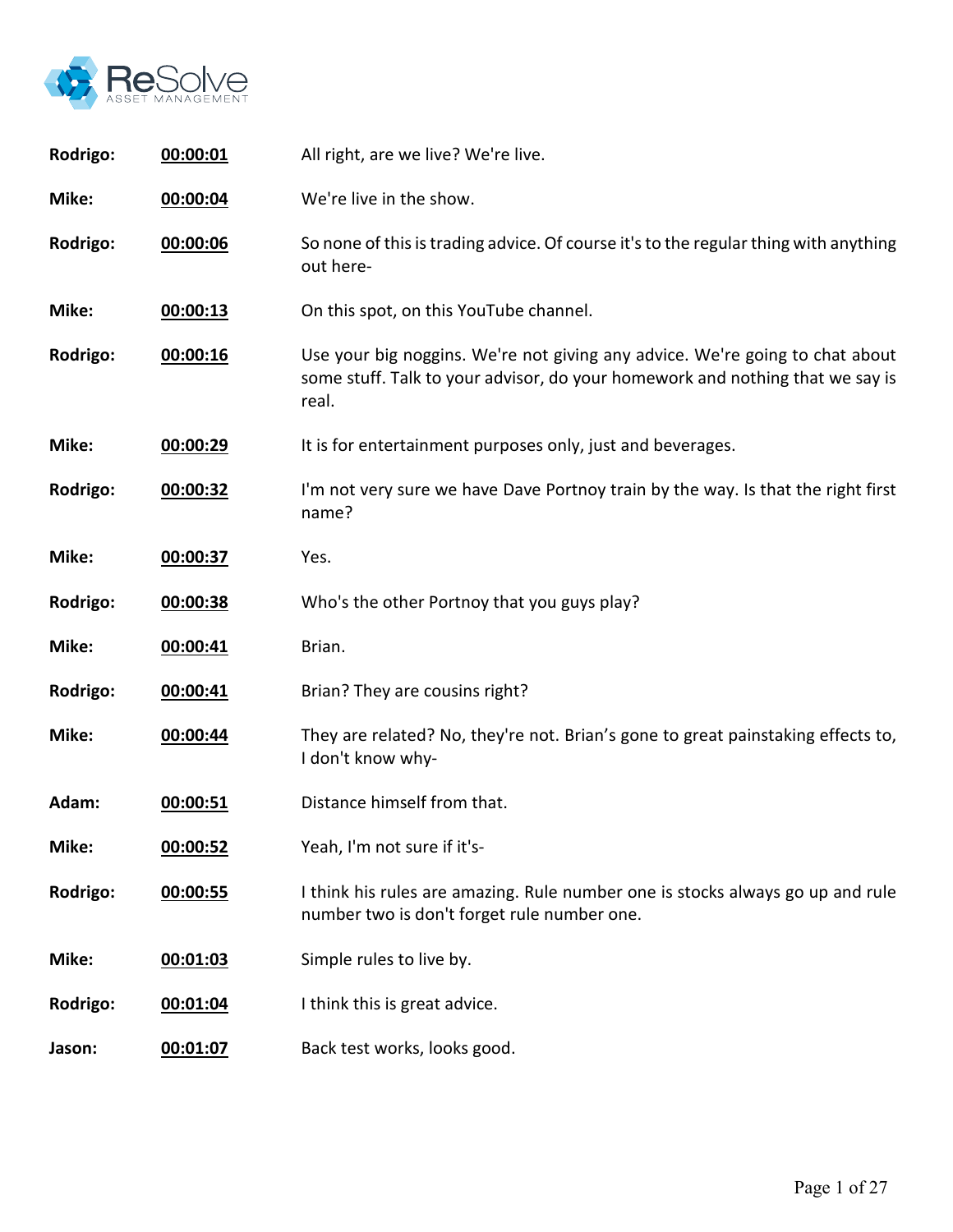| | | |
|---|---|---|
| **Rodrigo:** | **00:00:01** | All right, are we live? We're live. |
| **Mike:** | **00:00:04** | We're live in the show. |
| **Rodrigo:** | **00:00:06** | So none of this is trading advice. Of course it's to the regular thing with anything out here- |
| **Mike:** | **00:00:13** | On this spot, on this YouTube channel. |
| **Rodrigo:** | **00:00:16** | Use your big noggins. We're not giving any advice. We're going to chat about some stuff. Talk to your advisor, do your homework and nothing that we say is real. |
| **Mike:** | **00:00:29** | It is for entertainment purposes only, just and beverages. |
| **Rodrigo:** | **00:00:32** | I'm not very sure we have Dave Portnoy train by the way. Is that the right first name? |
| **Mike:** | **00:00:37** | Yes. |
| **Rodrigo:** | **00:00:38** | Who's the other Portnoy that you guys play? |
| **Mike:** | **00:00:41** | Brian. |
| **Rodrigo:** | **00:00:41** | Brian? They are cousins right? |
| **Mike:** | **00:00:44** | They are related? No, they're not. Brian's gone to great painstaking effects to, I don't know why- |
| **Adam:** | **00:00:51** | Distance himself from that. |
| **Mike:** | **00:00:52** | Yeah, I'm not sure if it's- |
| **Rodrigo:** | **00:00:55** | I think his rules are amazing. Rule number one is stocks always go up and rule number two is don't forget rule number one. |
| **Mike:** | **00:01:03** | Simple rules to live by. |
| **Rodrigo:** | **00:01:04** | I think this is great advice. |
| **Jason:** | **00:01:07** | Back test works, looks good. |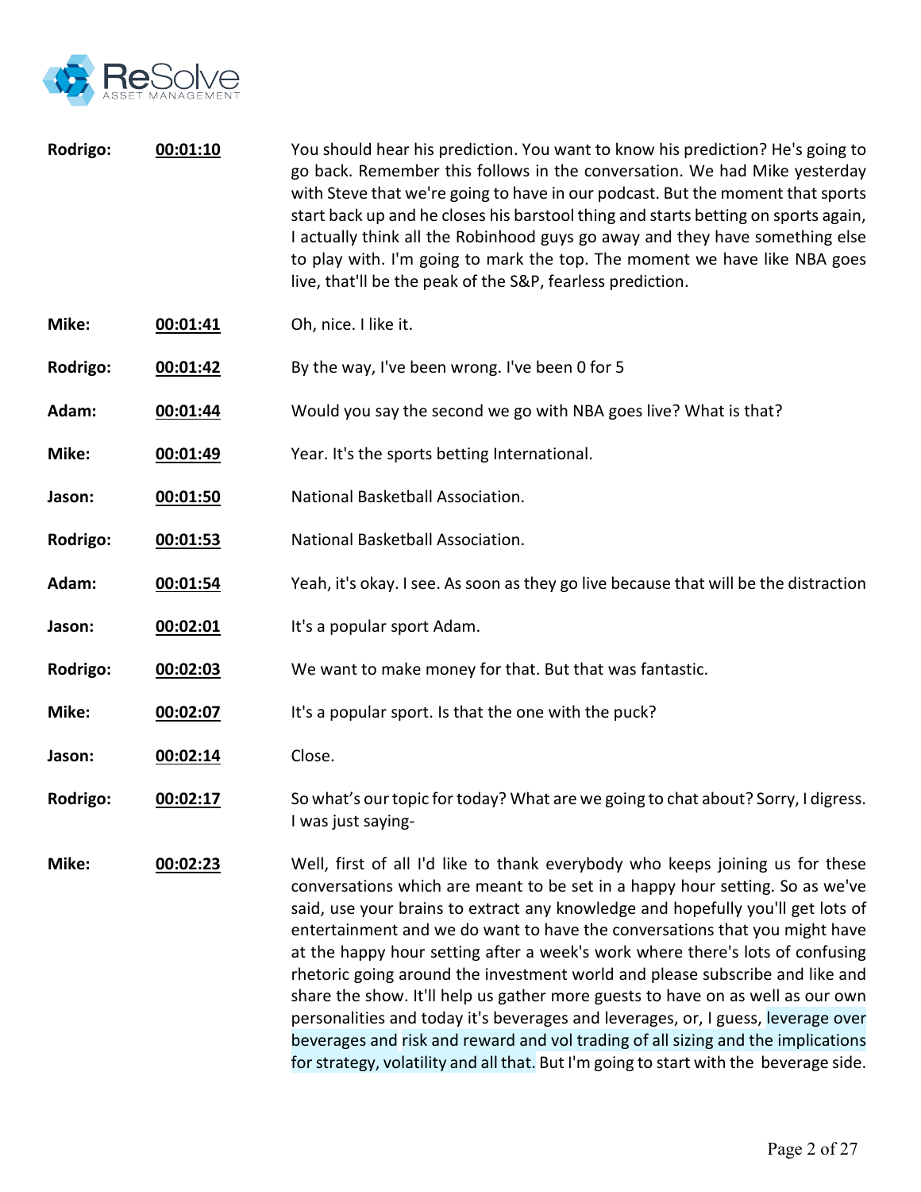| | | |
|---|---|---|
| **Rodrigo:** | **00:01:10** | You should hear his prediction. You want to know his prediction? He's going to go back. Remember this follows in the conversation. We had Mike yesterday with Steve that we're going to have in our podcast. But the moment that sports start back up and he closes his barstool thing and starts betting on sports again, I actually think all the Robinhood guys go away and they have something else to play with. I'm going to mark the top. The moment we have like NBA goes live, that'll be the peak of the S&P, fearless prediction. |
| **Mike:** | **00:01:41** | Oh, nice. I like it. |
| **Rodrigo:** | **00:01:42** | By the way, I've been wrong. I've been 0 for 5 |
| **Adam:** | **00:01:44** | Would you say the second we go with NBA goes live? What is that? |
| **Mike:** | **00:01:49** | Year. It's the sports betting International. |
| **Jason:** | **00:01:50** | National Basketball Association. |
| **Rodrigo:** | **00:01:53** | National Basketball Association. |
| **Adam:** | **00:01:54** | Yeah, it's okay. I see. As soon as they go live because that will be the distraction |
| **Jason:** | **00:02:01** | It's a popular sport Adam. |
| **Rodrigo:** | **00:02:03** | We want to make money for that. But that was fantastic. |
| **Mike:** | **00:02:07** | It's a popular sport. Is that the one with the puck? |
| **Jason:** | **00:02:14** | Close. |
| **Rodrigo:** | **00:02:17** | So what's our topic for today? What are we going to chat about? Sorry, I digress. I was just saying- |
| **Mike:** | **00:02:23** | Well, first of all I'd like to thank everybody who keeps joining us for these conversations which are meant to be set in a happy hour setting. So as we've said, use your brains to extract any knowledge and hopefully you'll get lots of entertainment and we do want to have the conversations that you might have at the happy hour setting after a week's work where there's lots of confusing rhetoric going around the investment world and please subscribe and like and share the show. It'll help us gather more guests to have on as well as our own personalities and today it's beverages and leverages, or, I guess, leverage over beverages and risk and reward and vol trading of all sizing and the implications for strategy, volatility and all that. But I'm going to start with the beverage side. |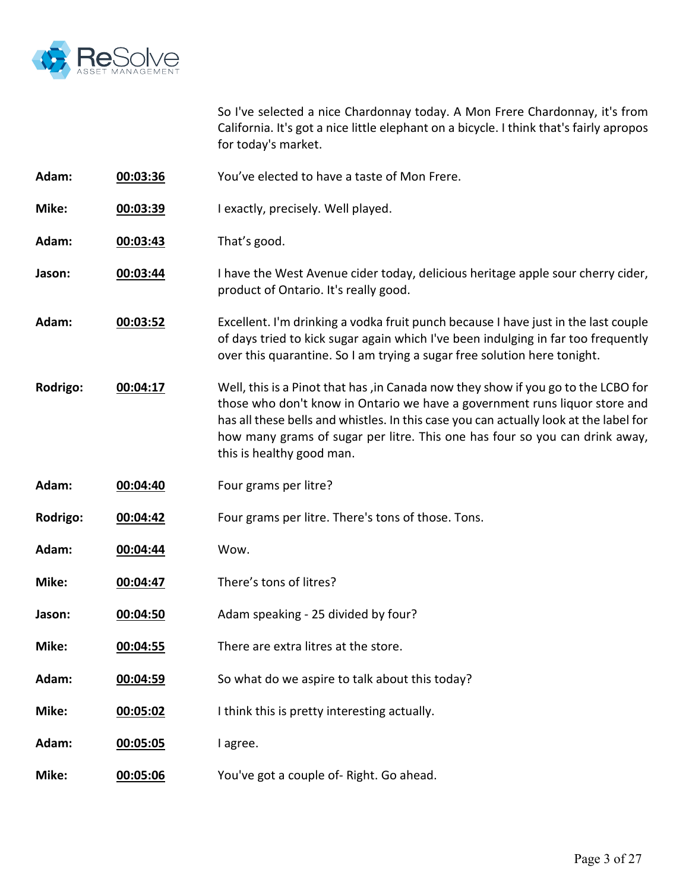So I've selected a nice Chardonnay today. A Mon Frere Chardonnay, it's from California. It's got a nice little elephant on a bicycle. I think that's fairly apropos for today's market.

| | | |
|---|---|---|
| **Adam:** | **00:03:36** | You've elected to have a taste of Mon Frere. |
| **Mike:** | **00:03:39** | I exactly, precisely. Well played. |
| **Adam:** | **00:03:43** | That's good. |
| **Jason:** | **00:03:44** | I have the West Avenue cider today, delicious heritage apple sour cherry cider, product of Ontario. It's really good. |
| **Adam:** | **00:03:52** | Excellent. I'm drinking a vodka fruit punch because I have just in the last couple of days tried to kick sugar again which I've been indulging in far too frequently over this quarantine. So I am trying a sugar free solution here tonight. |
| **Rodrigo:** | **00:04:17** | Well, this is a Pinot that has ,in Canada now they show if you go to the LCBO for those who don't know in Ontario we have a government runs liquor store and has all these bells and whistles. In this case you can actually look at the label for how many grams of sugar per litre. This one has four so you can drink away, this is healthy good man. |
| **Adam:** | **00:04:40** | Four grams per litre? |
| **Rodrigo:** | **00:04:42** | Four grams per litre. There's tons of those. Tons. |
| **Adam:** | **00:04:44** | Wow. |
| **Mike:** | **00:04:47** | There's tons of litres? |
| **Jason:** | **00:04:50** | Adam speaking - 25 divided by four? |
| **Mike:** | **00:04:55** | There are extra litres at the store. |
| **Adam:** | **00:04:59** | So what do we aspire to talk about this today? |
| **Mike:** | **00:05:02** | I think this is pretty interesting actually. |
| **Adam:** | **00:05:05** | I agree. |
| **Mike:** | **00:05:06** | You've got a couple of- Right. Go ahead. |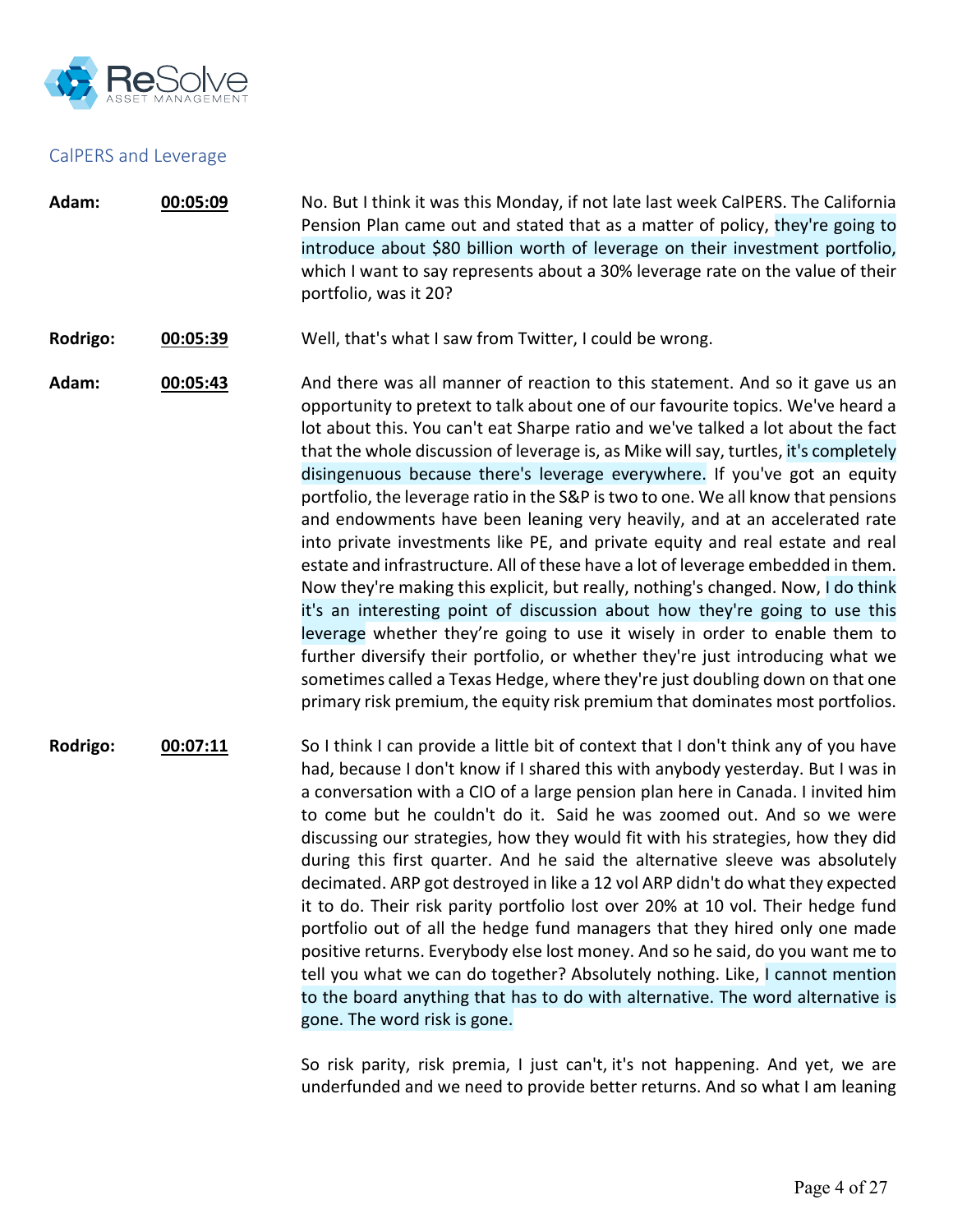## CalPERS and Leverage

**Adam:** **00:05:09** No. But I think it was this Monday, if not late last week CalPERS. The California Pension Plan came out and stated that as a matter of policy, they're going to introduce about $80 billion worth of leverage on their investment portfolio, which I want to say represents about a 30% leverage rate on the value of their portfolio, was it 20?

**Rodrigo:** **00:05:39** Well, that's what I saw from Twitter, I could be wrong.

**Adam:** **00:05:43** And there was all manner of reaction to this statement. And so it gave us an opportunity to pretext to talk about one of our favourite topics. We've heard a lot about this. You can't eat Sharpe ratio and we've talked a lot about the fact that the whole discussion of leverage is, as Mike will say, turtles, it's completely disingenuous because there's leverage everywhere. If you've got an equity portfolio, the leverage ratio in the S&P is two to one. We all know that pensions and endowments have been leaning very heavily, and at an accelerated rate into private investments like PE, and private equity and real estate and real estate and infrastructure. All of these have a lot of leverage embedded in them. Now they're making this explicit, but really, nothing's changed. Now, I do think it's an interesting point of discussion about how they're going to use this leverage whether they're going to use it wisely in order to enable them to further diversify their portfolio, or whether they're just introducing what we sometimes called a Texas Hedge, where they're just doubling down on that one primary risk premium, the equity risk premium that dominates most portfolios.

**Rodrigo:** **00:07:11** So I think I can provide a little bit of context that I don't think any of you have had, because I don't know if I shared this with anybody yesterday. But I was in a conversation with a CIO of a large pension plan here in Canada. I invited him to come but he couldn't do it. Said he was zoomed out. And so we were discussing our strategies, how they would fit with his strategies, how they did during this first quarter. And he said the alternative sleeve was absolutely decimated. ARP got destroyed in like a 12 vol ARP didn't do what they expected it to do. Their risk parity portfolio lost over 20% at 10 vol. Their hedge fund portfolio out of all the hedge fund managers that they hired only one made positive returns. Everybody else lost money. And so he said, do you want me to tell you what we can do together? Absolutely nothing. Like, I cannot mention to the board anything that has to do with alternative. The word alternative is gone. The word risk is gone.

So risk parity, risk premia, I just can't, it's not happening. And yet, we are underfunded and we need to provide better returns. And so what I am leaning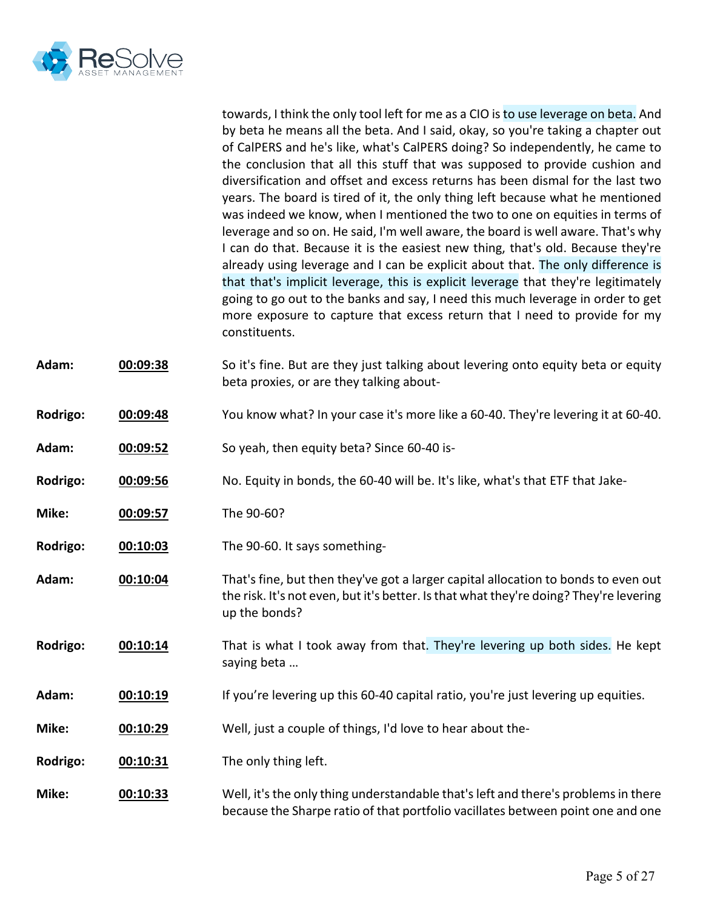towards, I think the only tool left for me as a CIO is to use leverage on beta. And by beta he means all the beta. And I said, okay, so you're taking a chapter out of CalPERS and he's like, what's CalPERS doing? So independently, he came to the conclusion that all this stuff that was supposed to provide cushion and diversification and offset and excess returns has been dismal for the last two years. The board is tired of it, the only thing left because what he mentioned was indeed we know, when I mentioned the two to one on equities in terms of leverage and so on. He said, I'm well aware, the board is well aware. That's why I can do that. Because it is the easiest new thing, that's old. Because they're already using leverage and I can be explicit about that. The only difference is that that's implicit leverage, this is explicit leverage that they're legitimately going to go out to the banks and say, I need this much leverage in order to get more exposure to capture that excess return that I need to provide for my constituents.

**Adam:** **00:09:38** So it's fine. But are they just talking about levering onto equity beta or equity beta proxies, or are they talking about-

**Rodrigo:** **00:09:48** You know what? In your case it's more like a 60-40. They're levering it at 60-40.

**Adam:** **00:09:52** So yeah, then equity beta? Since 60-40 is-

**Rodrigo:** **00:09:56** No. Equity in bonds, the 60-40 will be. It's like, what's that ETF that Jake-

**Mike:** **00:09:57** The 90-60?

**Rodrigo:** **00:10:03** The 90-60. It says something-

**Adam:** **00:10:04** That's fine, but then they've got a larger capital allocation to bonds to even out the risk. It's not even, but it's better. Is that what they're doing? They're levering up the bonds?

**Rodrigo:** **00:10:14** That is what I took away from that. They're levering up both sides. He kept saying beta …

**Adam:** **00:10:19** If you're levering up this 60-40 capital ratio, you're just levering up equities.

**Mike:** **00:10:29** Well, just a couple of things, I'd love to hear about the-

**Rodrigo:** **00:10:31** The only thing left.

**Mike:** **00:10:33** Well, it's the only thing understandable that's left and there's problems in there because the Sharpe ratio of that portfolio vacillates between point one and one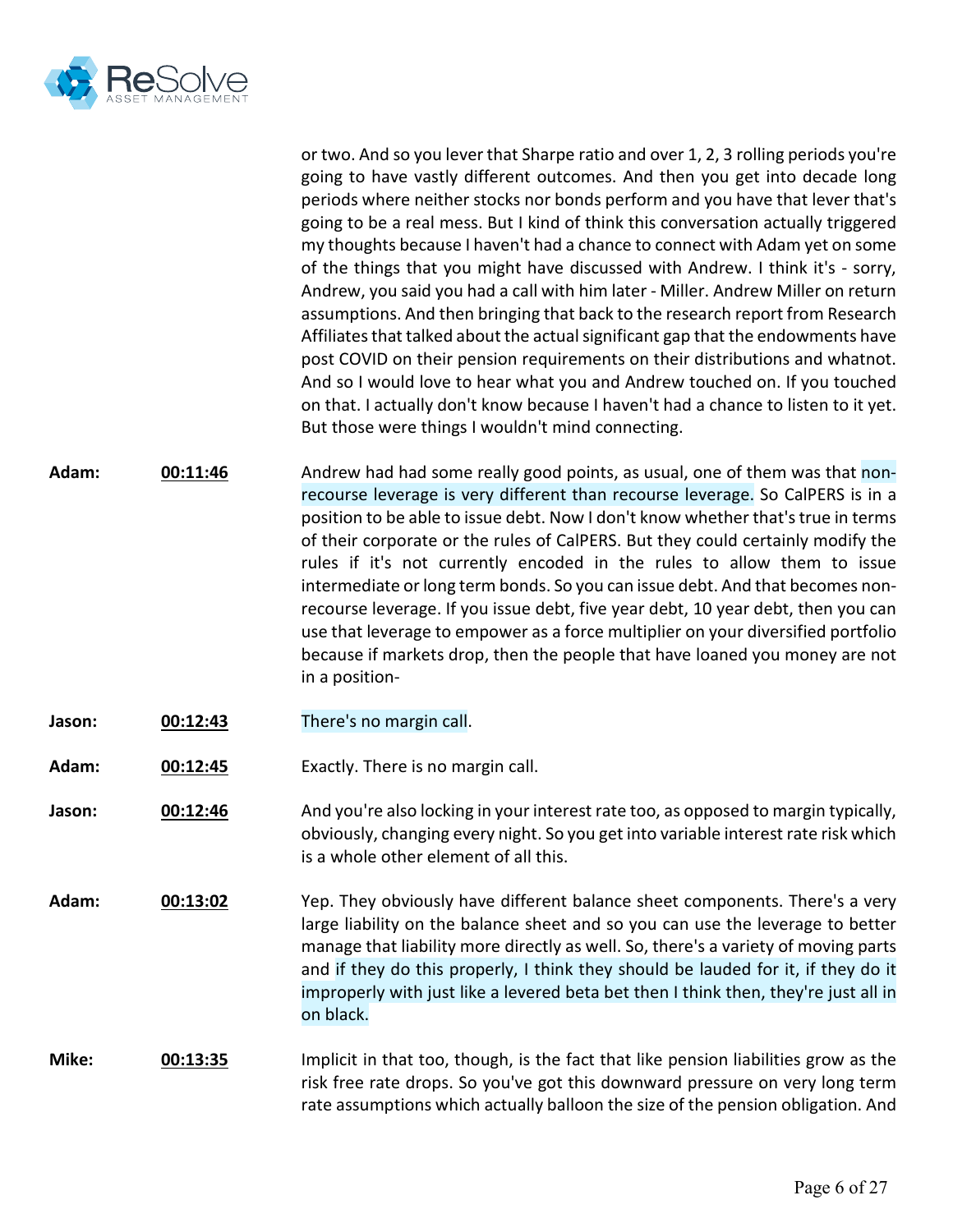or two. And so you lever that Sharpe ratio and over 1, 2, 3 rolling periods you're going to have vastly different outcomes. And then you get into decade long periods where neither stocks nor bonds perform and you have that lever that's going to be a real mess. But I kind of think this conversation actually triggered my thoughts because I haven't had a chance to connect with Adam yet on some of the things that you might have discussed with Andrew. I think it's - sorry, Andrew, you said you had a call with him later - Miller. Andrew Miller on return assumptions. And then bringing that back to the research report from Research Affiliates that talked about the actual significant gap that the endowments have post COVID on their pension requirements on their distributions and whatnot. And so I would love to hear what you and Andrew touched on. If you touched on that. I actually don't know because I haven't had a chance to listen to it yet. But those were things I wouldn't mind connecting.

**Adam:** **00:11:46** Andrew had had some really good points, as usual, one of them was that non-recourse leverage is very different than recourse leverage. So CalPERS is in a position to be able to issue debt. Now I don't know whether that's true in terms of their corporate or the rules of CalPERS. But they could certainly modify the rules if it's not currently encoded in the rules to allow them to issue intermediate or long term bonds. So you can issue debt. And that becomes non-recourse leverage. If you issue debt, five year debt, 10 year debt, then you can use that leverage to empower as a force multiplier on your diversified portfolio because if markets drop, then the people that have loaned you money are not in a position-

**Jason:** **00:12:43** There's no margin call.

**Adam:** **00:12:45** Exactly. There is no margin call.

**Jason:** **00:12:46** And you're also locking in your interest rate too, as opposed to margin typically, obviously, changing every night. So you get into variable interest rate risk which is a whole other element of all this.

**Adam:** **00:13:02** Yep. They obviously have different balance sheet components. There's a very large liability on the balance sheet and so you can use the leverage to better manage that liability more directly as well. So, there's a variety of moving parts and if they do this properly, I think they should be lauded for it, if they do it improperly with just like a levered beta bet then I think then, they're just all in on black.

**Mike:** **00:13:35** Implicit in that too, though, is the fact that like pension liabilities grow as the risk free rate drops. So you've got this downward pressure on very long term rate assumptions which actually balloon the size of the pension obligation. And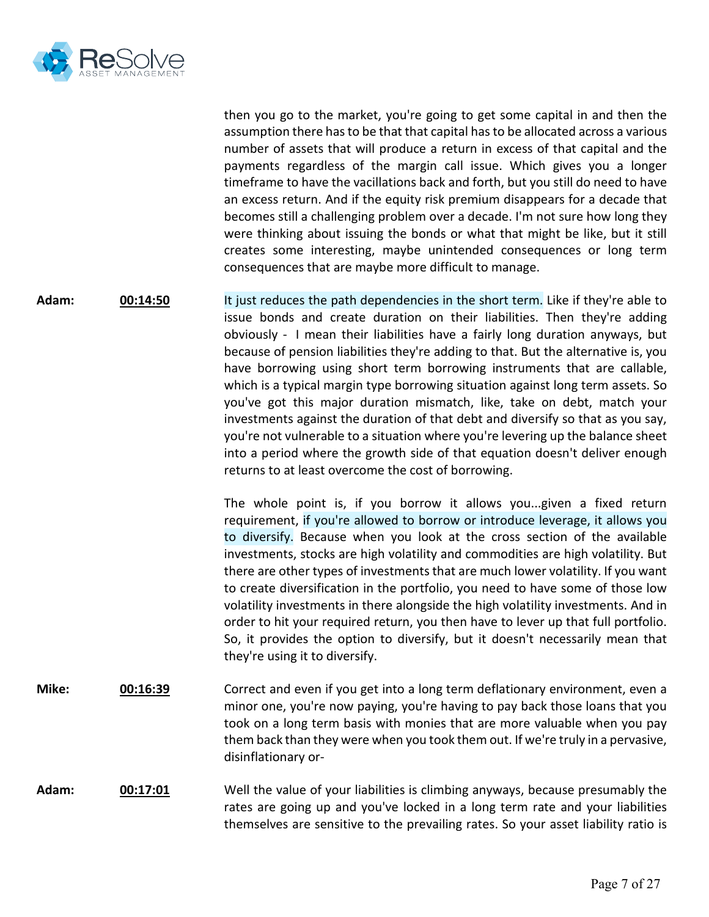then you go to the market, you're going to get some capital in and then the assumption there has to be that that capital has to be allocated across a various number of assets that will produce a return in excess of that capital and the payments regardless of the margin call issue. Which gives you a longer timeframe to have the vacillations back and forth, but you still do need to have an excess return. And if the equity risk premium disappears for a decade that becomes still a challenging problem over a decade. I'm not sure how long they were thinking about issuing the bonds or what that might be like, but it still creates some interesting, maybe unintended consequences or long term consequences that are maybe more difficult to manage.

**Adam:** **00:14:50** It just reduces the path dependencies in the short term. Like if they're able to issue bonds and create duration on their liabilities. Then they're adding obviously - I mean their liabilities have a fairly long duration anyways, but because of pension liabilities they're adding to that. But the alternative is, you have borrowing using short term borrowing instruments that are callable, which is a typical margin type borrowing situation against long term assets. So you've got this major duration mismatch, like, take on debt, match your investments against the duration of that debt and diversify so that as you say, you're not vulnerable to a situation where you're levering up the balance sheet into a period where the growth side of that equation doesn't deliver enough returns to at least overcome the cost of borrowing.

The whole point is, if you borrow it allows you...given a fixed return requirement, if you're allowed to borrow or introduce leverage, it allows you to diversify. Because when you look at the cross section of the available investments, stocks are high volatility and commodities are high volatility. But there are other types of investments that are much lower volatility. If you want to create diversification in the portfolio, you need to have some of those low volatility investments in there alongside the high volatility investments. And in order to hit your required return, you then have to lever up that full portfolio. So, it provides the option to diversify, but it doesn't necessarily mean that they're using it to diversify.

**Mike:** **00:16:39** Correct and even if you get into a long term deflationary environment, even a minor one, you're now paying, you're having to pay back those loans that you took on a long term basis with monies that are more valuable when you pay them back than they were when you took them out. If we're truly in a pervasive, disinflationary or-

**Adam:** **00:17:01** Well the value of your liabilities is climbing anyways, because presumably the rates are going up and you've locked in a long term rate and your liabilities themselves are sensitive to the prevailing rates. So your asset liability ratio is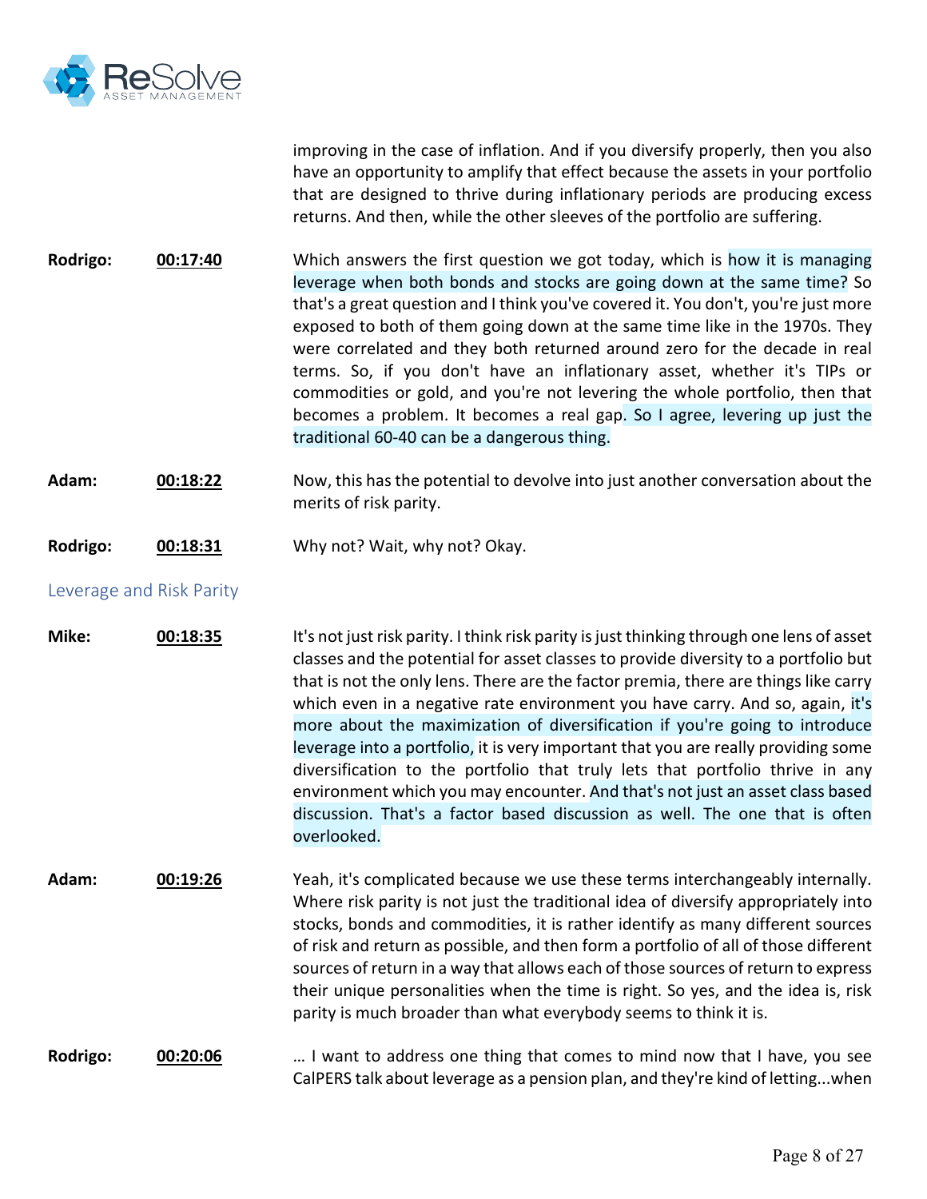improving in the case of inflation. And if you diversify properly, then you also have an opportunity to amplify that effect because the assets in your portfolio that are designed to thrive during inflationary periods are producing excess returns. And then, while the other sleeves of the portfolio are suffering.

**Rodrigo:** **00:17:40** Which answers the first question we got today, which is how it is managing leverage when both bonds and stocks are going down at the same time? So that's a great question and I think you've covered it. You don't, you're just more exposed to both of them going down at the same time like in the 1970s. They were correlated and they both returned around zero for the decade in real terms. So, if you don't have an inflationary asset, whether it's TIPs or commodities or gold, and you're not levering the whole portfolio, then that becomes a problem. It becomes a real gap. So I agree, levering up just the traditional 60-40 can be a dangerous thing.

**Adam:** **00:18:22** Now, this has the potential to devolve into just another conversation about the merits of risk parity.

**Rodrigo:** **00:18:31** Why not? Wait, why not? Okay.

## Leverage and Risk Parity

**Mike:** **00:18:35** It's not just risk parity. I think risk parity is just thinking through one lens of asset classes and the potential for asset classes to provide diversity to a portfolio but that is not the only lens. There are the factor premia, there are things like carry which even in a negative rate environment you have carry. And so, again, it's more about the maximization of diversification if you're going to introduce leverage into a portfolio, it is very important that you are really providing some diversification to the portfolio that truly lets that portfolio thrive in any environment which you may encounter. And that's not just an asset class based discussion. That's a factor based discussion as well. The one that is often overlooked.

**Adam:** **00:19:26** Yeah, it's complicated because we use these terms interchangeably internally. Where risk parity is not just the traditional idea of diversify appropriately into stocks, bonds and commodities, it is rather identify as many different sources of risk and return as possible, and then form a portfolio of all of those different sources of return in a way that allows each of those sources of return to express their unique personalities when the time is right. So yes, and the idea is, risk parity is much broader than what everybody seems to think it is.

**Rodrigo:** **00:20:06** … I want to address one thing that comes to mind now that I have, you see CalPERS talk about leverage as a pension plan, and they're kind of letting...when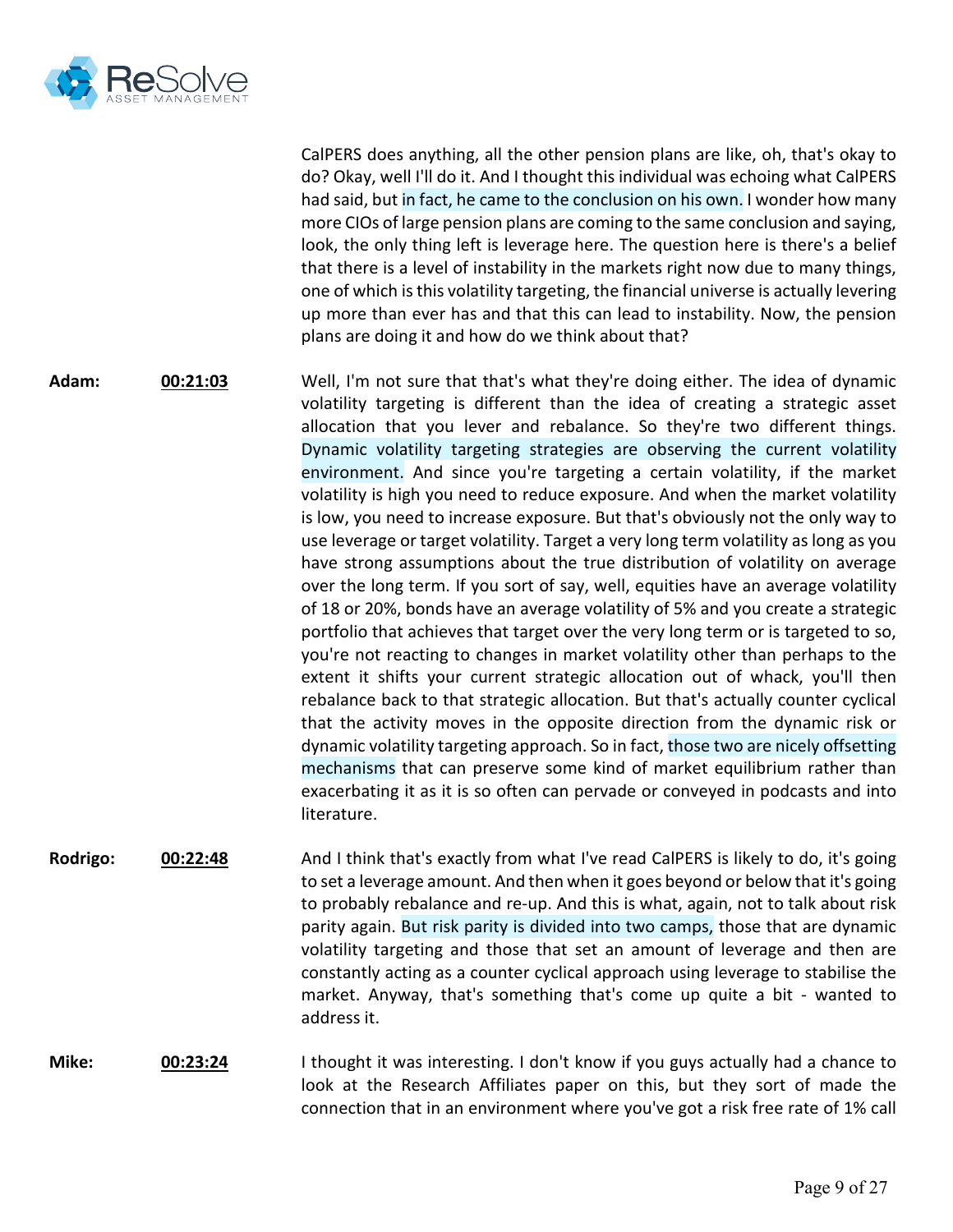CalPERS does anything, all the other pension plans are like, oh, that's okay to do? Okay, well I'll do it. And I thought this individual was echoing what CalPERS had said, but in fact, he came to the conclusion on his own. I wonder how many more CIOs of large pension plans are coming to the same conclusion and saying, look, the only thing left is leverage here. The question here is there's a belief that there is a level of instability in the markets right now due to many things, one of which is this volatility targeting, the financial universe is actually levering up more than ever has and that this can lead to instability. Now, the pension plans are doing it and how do we think about that?

**Adam:** **00:21:03** Well, I'm not sure that that's what they're doing either. The idea of dynamic volatility targeting is different than the idea of creating a strategic asset allocation that you lever and rebalance. So they're two different things. Dynamic volatility targeting strategies are observing the current volatility environment. And since you're targeting a certain volatility, if the market volatility is high you need to reduce exposure. And when the market volatility is low, you need to increase exposure. But that's obviously not the only way to use leverage or target volatility. Target a very long term volatility as long as you have strong assumptions about the true distribution of volatility on average over the long term. If you sort of say, well, equities have an average volatility of 18 or 20%, bonds have an average volatility of 5% and you create a strategic portfolio that achieves that target over the very long term or is targeted to so, you're not reacting to changes in market volatility other than perhaps to the extent it shifts your current strategic allocation out of whack, you'll then rebalance back to that strategic allocation. But that's actually counter cyclical that the activity moves in the opposite direction from the dynamic risk or dynamic volatility targeting approach. So in fact, those two are nicely offsetting mechanisms that can preserve some kind of market equilibrium rather than exacerbating it as it is so often can pervade or conveyed in podcasts and into literature.

**Rodrigo:** **00:22:48** And I think that's exactly from what I've read CalPERS is likely to do, it's going to set a leverage amount. And then when it goes beyond or below that it's going to probably rebalance and re-up. And this is what, again, not to talk about risk parity again. But risk parity is divided into two camps, those that are dynamic volatility targeting and those that set an amount of leverage and then are constantly acting as a counter cyclical approach using leverage to stabilise the market. Anyway, that's something that's come up quite a bit - wanted to address it.

**Mike:** **00:23:24** I thought it was interesting. I don't know if you guys actually had a chance to look at the Research Affiliates paper on this, but they sort of made the connection that in an environment where you've got a risk free rate of 1% call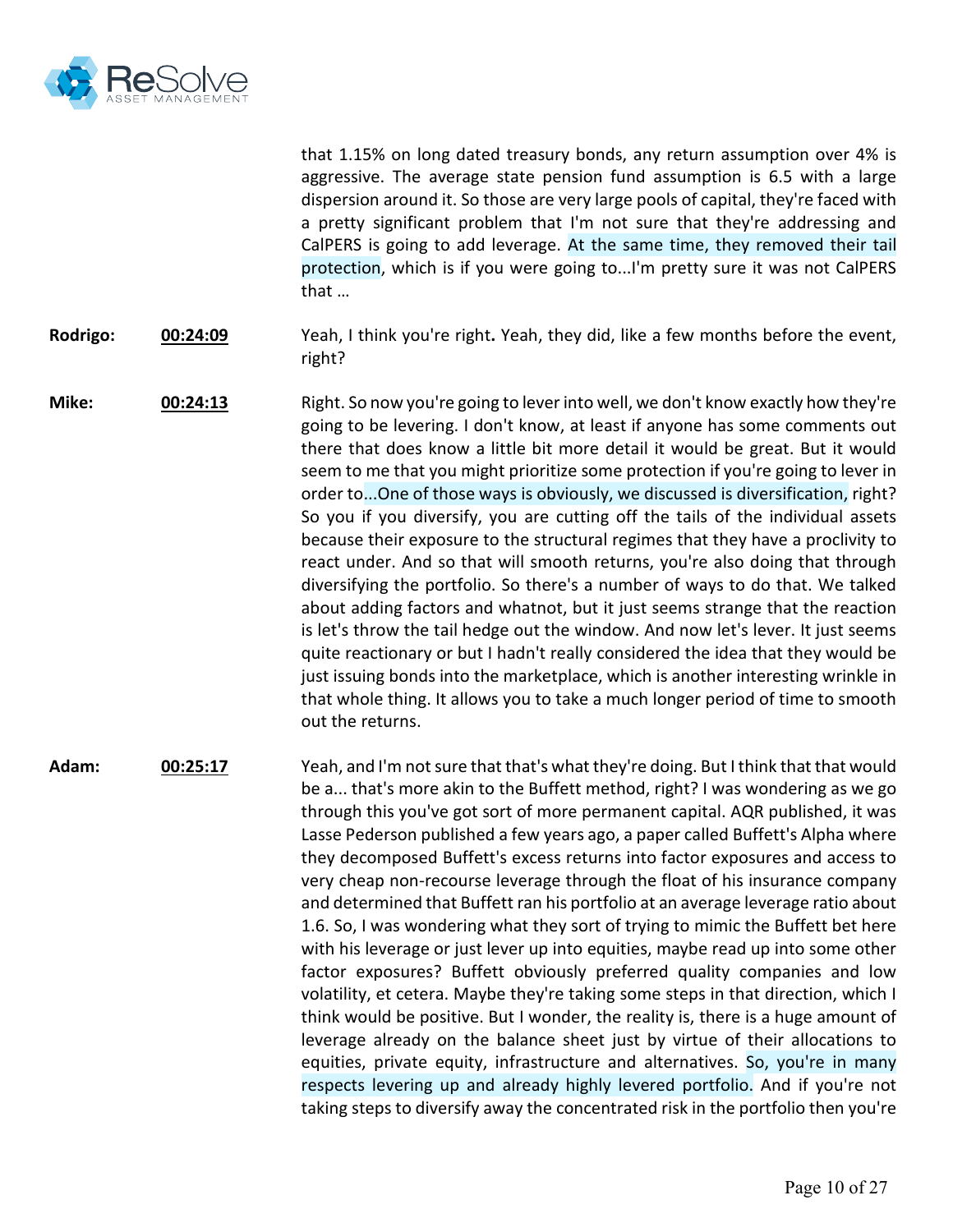that 1.15% on long dated treasury bonds, any return assumption over 4% is aggressive. The average state pension fund assumption is 6.5 with a large dispersion around it. So those are very large pools of capital, they're faced with a pretty significant problem that I'm not sure that they're addressing and CalPERS is going to add leverage. At the same time, they removed their tail protection, which is if you were going to...I'm pretty sure it was not CalPERS that …

**Rodrigo:** **00:24:09** Yeah, I think you're right**.** Yeah, they did, like a few months before the event, right?

**Mike:** **00:24:13** Right. So now you're going to lever into well, we don't know exactly how they're going to be levering. I don't know, at least if anyone has some comments out there that does know a little bit more detail it would be great. But it would seem to me that you might prioritize some protection if you're going to lever in order to...One of those ways is obviously, we discussed is diversification, right? So you if you diversify, you are cutting off the tails of the individual assets because their exposure to the structural regimes that they have a proclivity to react under. And so that will smooth returns, you're also doing that through diversifying the portfolio. So there's a number of ways to do that. We talked about adding factors and whatnot, but it just seems strange that the reaction is let's throw the tail hedge out the window. And now let's lever. It just seems quite reactionary or but I hadn't really considered the idea that they would be just issuing bonds into the marketplace, which is another interesting wrinkle in that whole thing. It allows you to take a much longer period of time to smooth out the returns.

**Adam:** **00:25:17** Yeah, and I'm not sure that that's what they're doing. But I think that that would be a... that's more akin to the Buffett method, right? I was wondering as we go through this you've got sort of more permanent capital. AQR published, it was Lasse Pederson published a few years ago, a paper called Buffett's Alpha where they decomposed Buffett's excess returns into factor exposures and access to very cheap non-recourse leverage through the float of his insurance company and determined that Buffett ran his portfolio at an average leverage ratio about 1.6. So, I was wondering what they sort of trying to mimic the Buffett bet here with his leverage or just lever up into equities, maybe read up into some other factor exposures? Buffett obviously preferred quality companies and low volatility, et cetera. Maybe they're taking some steps in that direction, which I think would be positive. But I wonder, the reality is, there is a huge amount of leverage already on the balance sheet just by virtue of their allocations to equities, private equity, infrastructure and alternatives. So, you're in many respects levering up and already highly levered portfolio. And if you're not taking steps to diversify away the concentrated risk in the portfolio then you're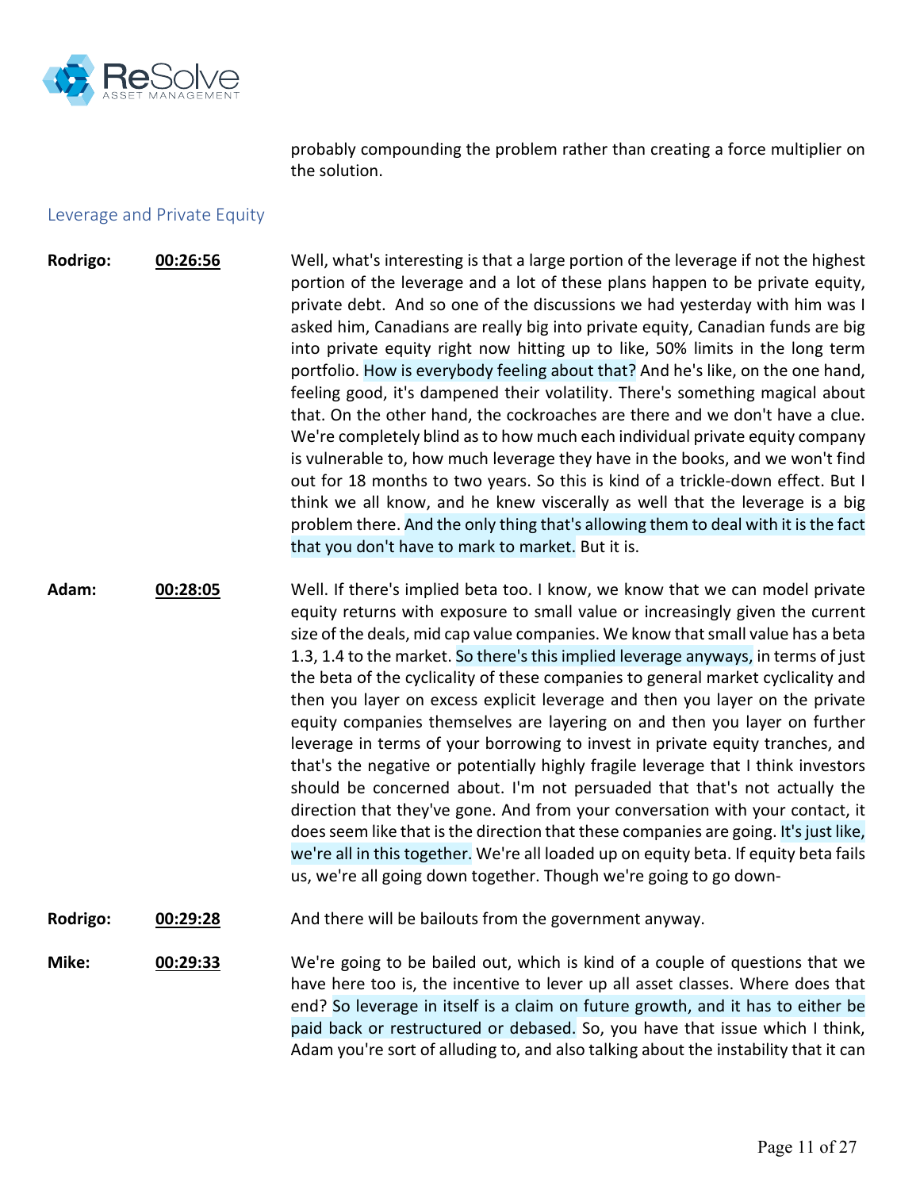probably compounding the problem rather than creating a force multiplier on the solution.

## Leverage and Private Equity

**Rodrigo:** **00:26:56** Well, what's interesting is that a large portion of the leverage if not the highest portion of the leverage and a lot of these plans happen to be private equity, private debt. And so one of the discussions we had yesterday with him was I asked him, Canadians are really big into private equity, Canadian funds are big into private equity right now hitting up to like, 50% limits in the long term portfolio. How is everybody feeling about that? And he's like, on the one hand, feeling good, it's dampened their volatility. There's something magical about that. On the other hand, the cockroaches are there and we don't have a clue. We're completely blind as to how much each individual private equity company is vulnerable to, how much leverage they have in the books, and we won't find out for 18 months to two years. So this is kind of a trickle-down effect. But I think we all know, and he knew viscerally as well that the leverage is a big problem there. And the only thing that's allowing them to deal with it is the fact that you don't have to mark to market. But it is.

**Adam:** **00:28:05** Well. If there's implied beta too. I know, we know that we can model private equity returns with exposure to small value or increasingly given the current size of the deals, mid cap value companies. We know that small value has a beta 1.3, 1.4 to the market. So there's this implied leverage anyways, in terms of just the beta of the cyclicality of these companies to general market cyclicality and then you layer on excess explicit leverage and then you layer on the private equity companies themselves are layering on and then you layer on further leverage in terms of your borrowing to invest in private equity tranches, and that's the negative or potentially highly fragile leverage that I think investors should be concerned about. I'm not persuaded that that's not actually the direction that they've gone. And from your conversation with your contact, it does seem like that is the direction that these companies are going. It's just like, we're all in this together. We're all loaded up on equity beta. If equity beta fails us, we're all going down together. Though we're going to go down-

**Rodrigo:** **00:29:28** And there will be bailouts from the government anyway.

**Mike:** **00:29:33** We're going to be bailed out, which is kind of a couple of questions that we have here too is, the incentive to lever up all asset classes. Where does that end? So leverage in itself is a claim on future growth, and it has to either be paid back or restructured or debased. So, you have that issue which I think, Adam you're sort of alluding to, and also talking about the instability that it can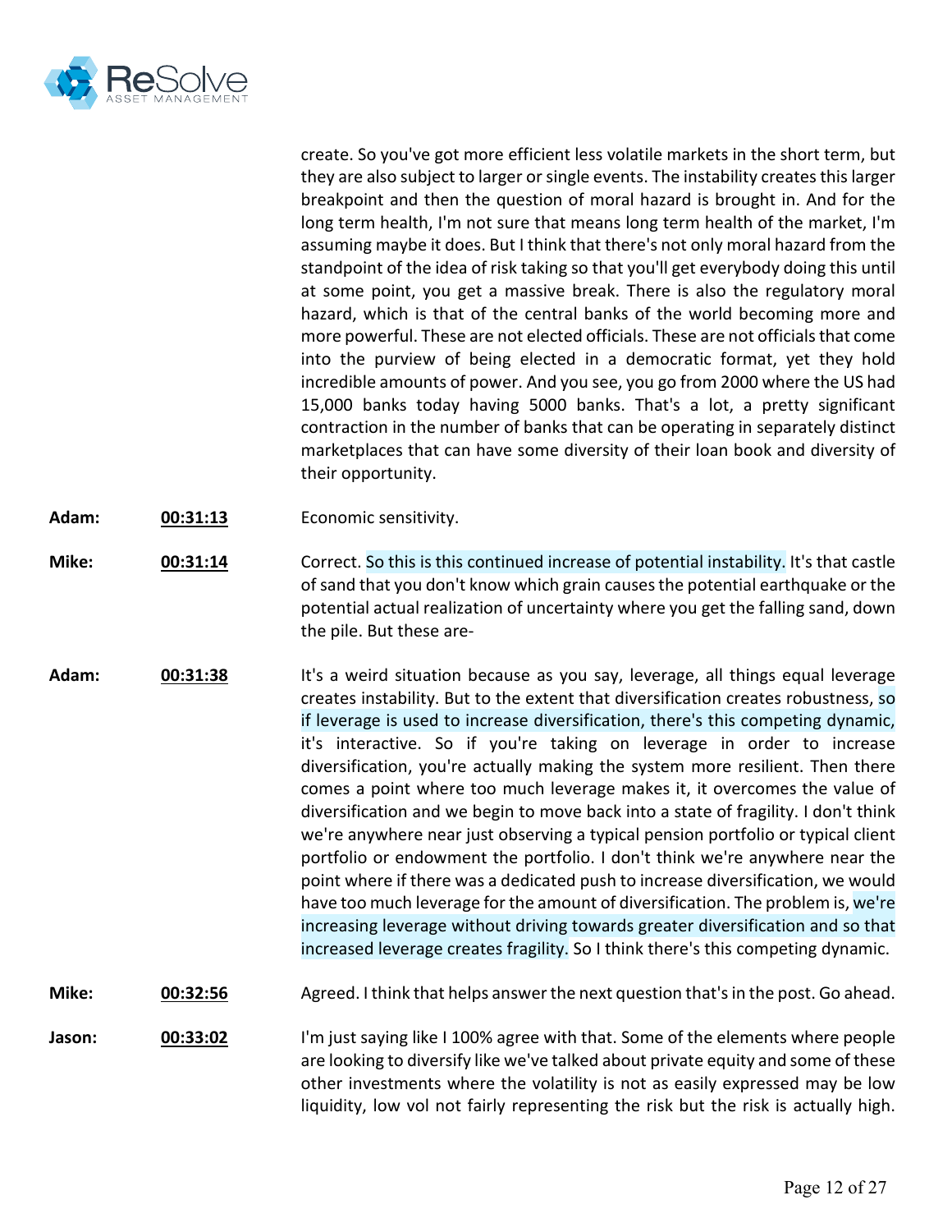create. So you've got more efficient less volatile markets in the short term, but they are also subject to larger or single events. The instability creates this larger breakpoint and then the question of moral hazard is brought in. And for the long term health, I'm not sure that means long term health of the market, I'm assuming maybe it does. But I think that there's not only moral hazard from the standpoint of the idea of risk taking so that you'll get everybody doing this until at some point, you get a massive break. There is also the regulatory moral hazard, which is that of the central banks of the world becoming more and more powerful. These are not elected officials. These are not officials that come into the purview of being elected in a democratic format, yet they hold incredible amounts of power. And you see, you go from 2000 where the US had 15,000 banks today having 5000 banks. That's a lot, a pretty significant contraction in the number of banks that can be operating in separately distinct marketplaces that can have some diversity of their loan book and diversity of their opportunity.

**Adam:** **00:31:13** Economic sensitivity.

**Mike:** **00:31:14** Correct. So this is this continued increase of potential instability. It's that castle of sand that you don't know which grain causes the potential earthquake or the potential actual realization of uncertainty where you get the falling sand, down the pile. But these are-

**Adam:** **00:31:38** It's a weird situation because as you say, leverage, all things equal leverage creates instability. But to the extent that diversification creates robustness, so if leverage is used to increase diversification, there's this competing dynamic, it's interactive. So if you're taking on leverage in order to increase diversification, you're actually making the system more resilient. Then there comes a point where too much leverage makes it, it overcomes the value of diversification and we begin to move back into a state of fragility. I don't think we're anywhere near just observing a typical pension portfolio or typical client portfolio or endowment the portfolio. I don't think we're anywhere near the point where if there was a dedicated push to increase diversification, we would have too much leverage for the amount of diversification. The problem is, we're increasing leverage without driving towards greater diversification and so that increased leverage creates fragility. So I think there's this competing dynamic.

**Mike:** **00:32:56** Agreed. I think that helps answer the next question that's in the post. Go ahead.

**Jason:** **00:33:02** I'm just saying like I 100% agree with that. Some of the elements where people are looking to diversify like we've talked about private equity and some of these other investments where the volatility is not as easily expressed may be low liquidity, low vol not fairly representing the risk but the risk is actually high.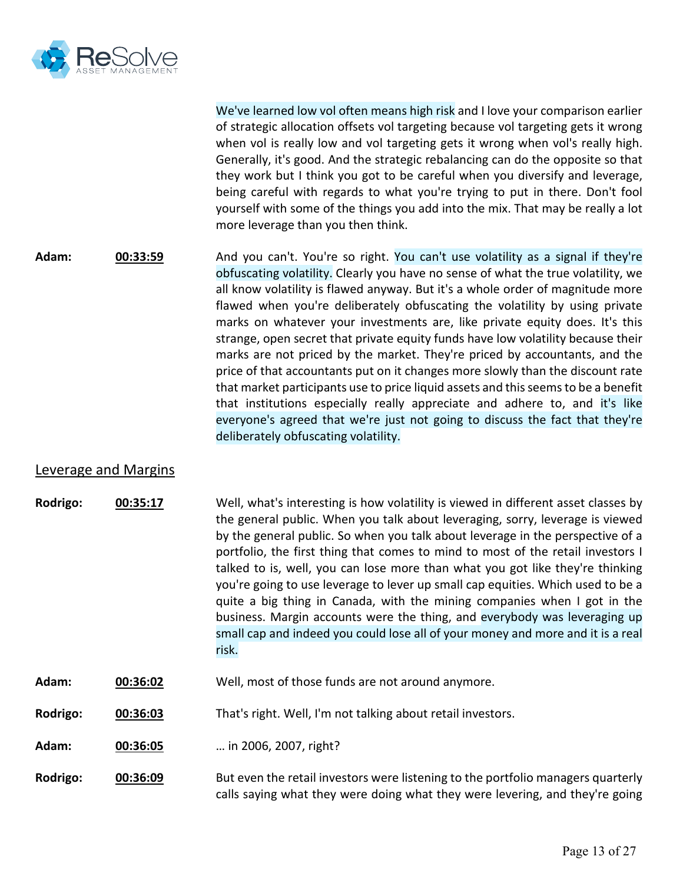We've learned low vol often means high risk and I love your comparison earlier of strategic allocation offsets vol targeting because vol targeting gets it wrong when vol is really low and vol targeting gets it wrong when vol's really high. Generally, it's good. And the strategic rebalancing can do the opposite so that they work but I think you got to be careful when you diversify and leverage, being careful with regards to what you're trying to put in there. Don't fool yourself with some of the things you add into the mix. That may be really a lot more leverage than you then think.

**Adam:** **00:33:59** And you can't. You're so right. You can't use volatility as a signal if they're obfuscating volatility. Clearly you have no sense of what the true volatility, we all know volatility is flawed anyway. But it's a whole order of magnitude more flawed when you're deliberately obfuscating the volatility by using private marks on whatever your investments are, like private equity does. It's this strange, open secret that private equity funds have low volatility because their marks are not priced by the market. They're priced by accountants, and the price of that accountants put on it changes more slowly than the discount rate that market participants use to price liquid assets and this seems to be a benefit that institutions especially really appreciate and adhere to, and it's like everyone's agreed that we're just not going to discuss the fact that they're deliberately obfuscating volatility.

## Leverage and Margins

**Rodrigo:** **00:35:17** Well, what's interesting is how volatility is viewed in different asset classes by the general public. When you talk about leveraging, sorry, leverage is viewed by the general public. So when you talk about leverage in the perspective of a portfolio, the first thing that comes to mind to most of the retail investors I talked to is, well, you can lose more than what you got like they're thinking you're going to use leverage to lever up small cap equities. Which used to be a quite a big thing in Canada, with the mining companies when I got in the business. Margin accounts were the thing, and everybody was leveraging up small cap and indeed you could lose all of your money and more and it is a real risk.

**Adam:** **00:36:02** Well, most of those funds are not around anymore.

**Rodrigo:** **00:36:03** That's right. Well, I'm not talking about retail investors.

**Adam:** **00:36:05** … in 2006, 2007, right?

**Rodrigo:** **00:36:09** But even the retail investors were listening to the portfolio managers quarterly calls saying what they were doing what they were levering, and they're going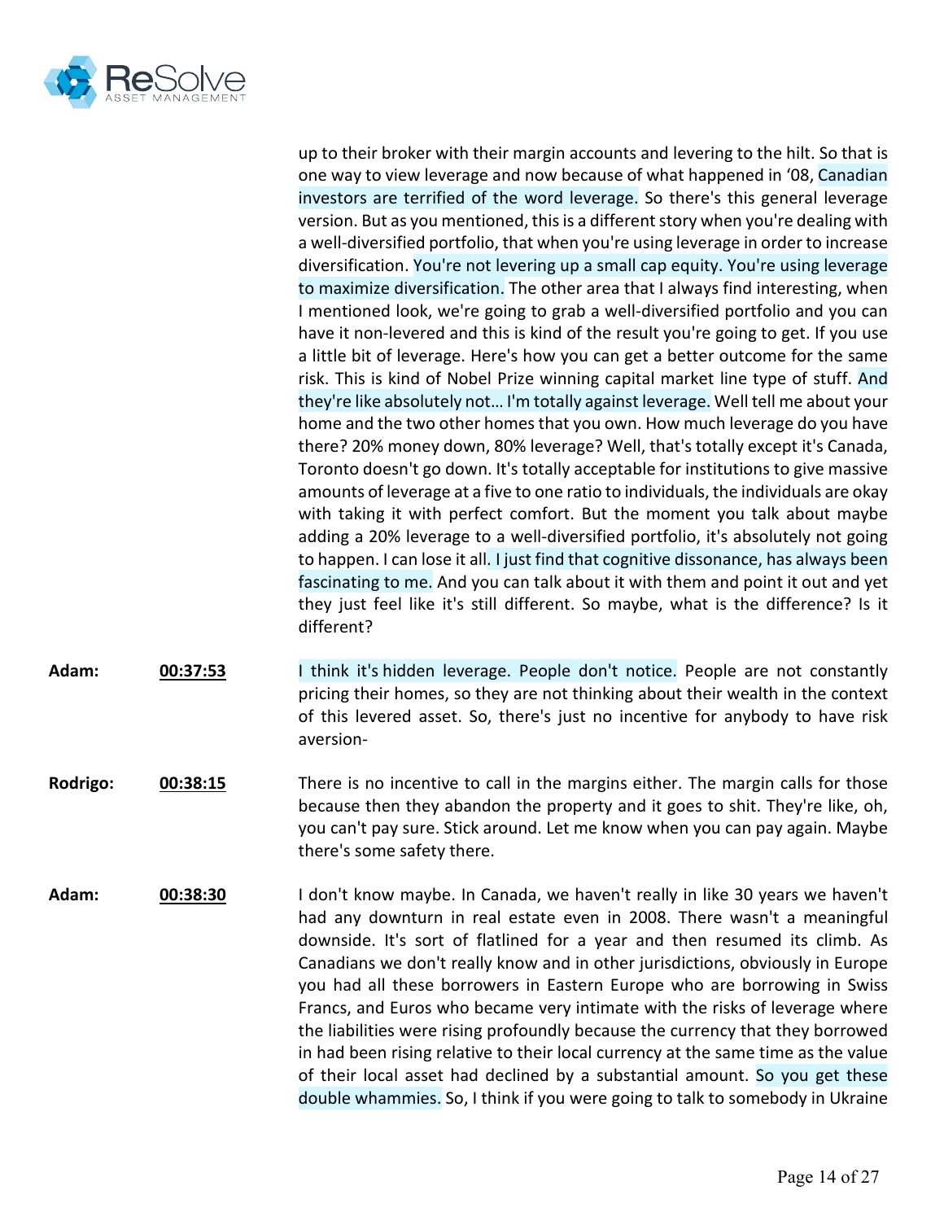up to their broker with their margin accounts and levering to the hilt. So that is one way to view leverage and now because of what happened in '08, Canadian investors are terrified of the word leverage. So there's this general leverage version. But as you mentioned, this is a different story when you're dealing with a well-diversified portfolio, that when you're using leverage in order to increase diversification. You're not levering up a small cap equity. You're using leverage to maximize diversification. The other area that I always find interesting, when I mentioned look, we're going to grab a well-diversified portfolio and you can have it non-levered and this is kind of the result you're going to get. If you use a little bit of leverage. Here's how you can get a better outcome for the same risk. This is kind of Nobel Prize winning capital market line type of stuff. And they're like absolutely not… I'm totally against leverage. Well tell me about your home and the two other homes that you own. How much leverage do you have there? 20% money down, 80% leverage? Well, that's totally except it's Canada, Toronto doesn't go down. It's totally acceptable for institutions to give massive amounts of leverage at a five to one ratio to individuals, the individuals are okay with taking it with perfect comfort. But the moment you talk about maybe adding a 20% leverage to a well-diversified portfolio, it's absolutely not going to happen. I can lose it all. I just find that cognitive dissonance, has always been fascinating to me. And you can talk about it with them and point it out and yet they just feel like it's still different. So maybe, what is the difference? Is it different?

**Adam:** **00:37:53** I think it's hidden leverage. People don't notice. People are not constantly pricing their homes, so they are not thinking about their wealth in the context of this levered asset. So, there's just no incentive for anybody to have risk aversion-

**Rodrigo:** **00:38:15** There is no incentive to call in the margins either. The margin calls for those because then they abandon the property and it goes to shit. They're like, oh, you can't pay sure. Stick around. Let me know when you can pay again. Maybe there's some safety there.

**Adam:** **00:38:30** I don't know maybe. In Canada, we haven't really in like 30 years we haven't had any downturn in real estate even in 2008. There wasn't a meaningful downside. It's sort of flatlined for a year and then resumed its climb. As Canadians we don't really know and in other jurisdictions, obviously in Europe you had all these borrowers in Eastern Europe who are borrowing in Swiss Francs, and Euros who became very intimate with the risks of leverage where the liabilities were rising profoundly because the currency that they borrowed in had been rising relative to their local currency at the same time as the value of their local asset had declined by a substantial amount. So you get these double whammies. So, I think if you were going to talk to somebody in Ukraine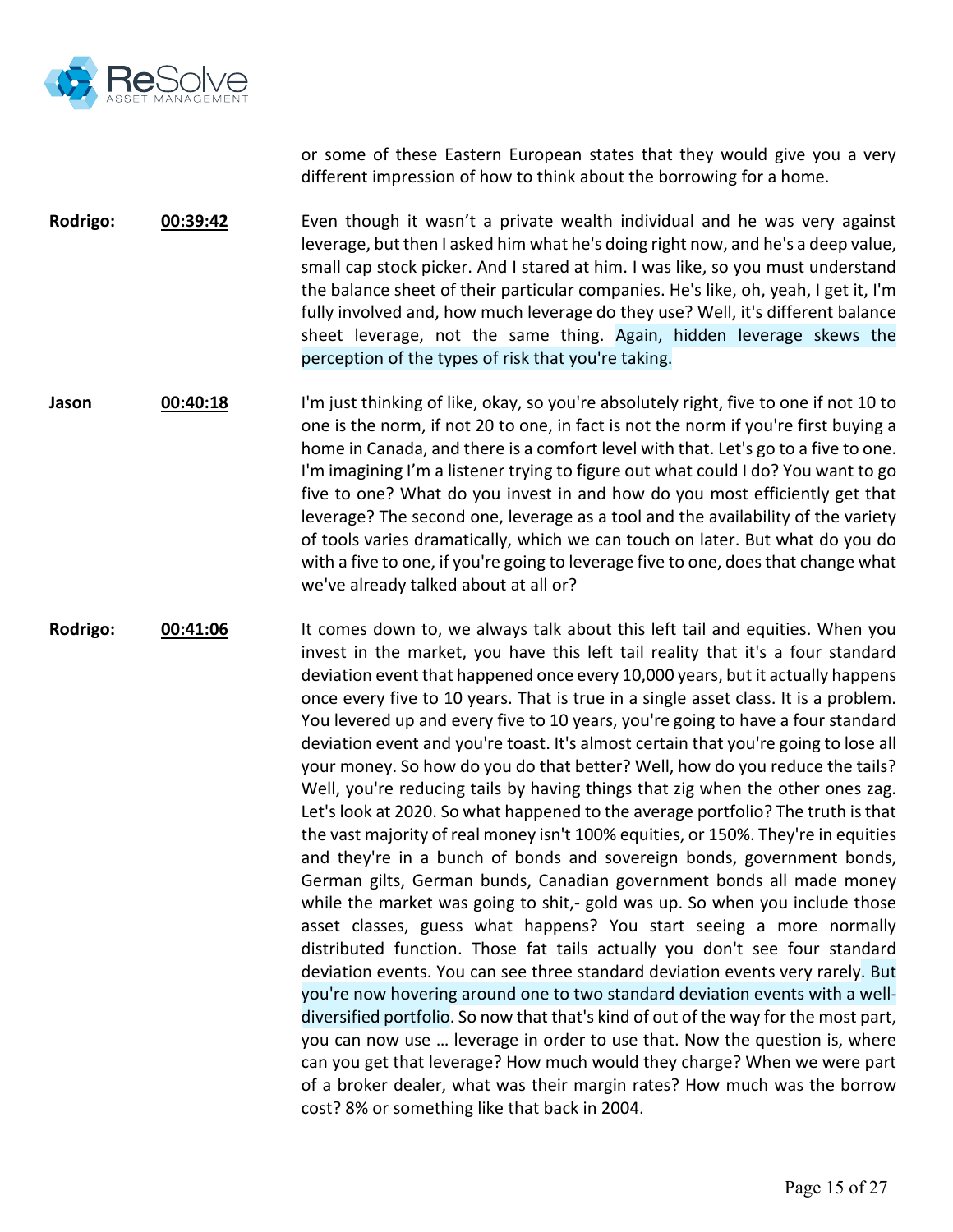or some of these Eastern European states that they would give you a very different impression of how to think about the borrowing for a home.

**Rodrigo:** **00:39:42** Even though it wasn't a private wealth individual and he was very against leverage, but then I asked him what he's doing right now, and he's a deep value, small cap stock picker. And I stared at him. I was like, so you must understand the balance sheet of their particular companies. He's like, oh, yeah, I get it, I'm fully involved and, how much leverage do they use? Well, it's different balance sheet leverage, not the same thing. Again, hidden leverage skews the perception of the types of risk that you're taking.

**Jason** **00:40:18** I'm just thinking of like, okay, so you're absolutely right, five to one if not 10 to one is the norm, if not 20 to one, in fact is not the norm if you're first buying a home in Canada, and there is a comfort level with that. Let's go to a five to one. I'm imagining I'm a listener trying to figure out what could I do? You want to go five to one? What do you invest in and how do you most efficiently get that leverage? The second one, leverage as a tool and the availability of the variety of tools varies dramatically, which we can touch on later. But what do you do with a five to one, if you're going to leverage five to one, does that change what we've already talked about at all or?

**Rodrigo:** **00:41:06** It comes down to, we always talk about this left tail and equities. When you invest in the market, you have this left tail reality that it's a four standard deviation event that happened once every 10,000 years, but it actually happens once every five to 10 years. That is true in a single asset class. It is a problem. You levered up and every five to 10 years, you're going to have a four standard deviation event and you're toast. It's almost certain that you're going to lose all your money. So how do you do that better? Well, how do you reduce the tails? Well, you're reducing tails by having things that zig when the other ones zag. Let's look at 2020. So what happened to the average portfolio? The truth is that the vast majority of real money isn't 100% equities, or 150%. They're in equities and they're in a bunch of bonds and sovereign bonds, government bonds, German gilts, German bunds, Canadian government bonds all made money while the market was going to shit,- gold was up. So when you include those asset classes, guess what happens? You start seeing a more normally distributed function. Those fat tails actually you don't see four standard deviation events. You can see three standard deviation events very rarely. But you're now hovering around one to two standard deviation events with a well-diversified portfolio. So now that that's kind of out of the way for the most part, you can now use … leverage in order to use that. Now the question is, where can you get that leverage? How much would they charge? When we were part of a broker dealer, what was their margin rates? How much was the borrow cost? 8% or something like that back in 2004.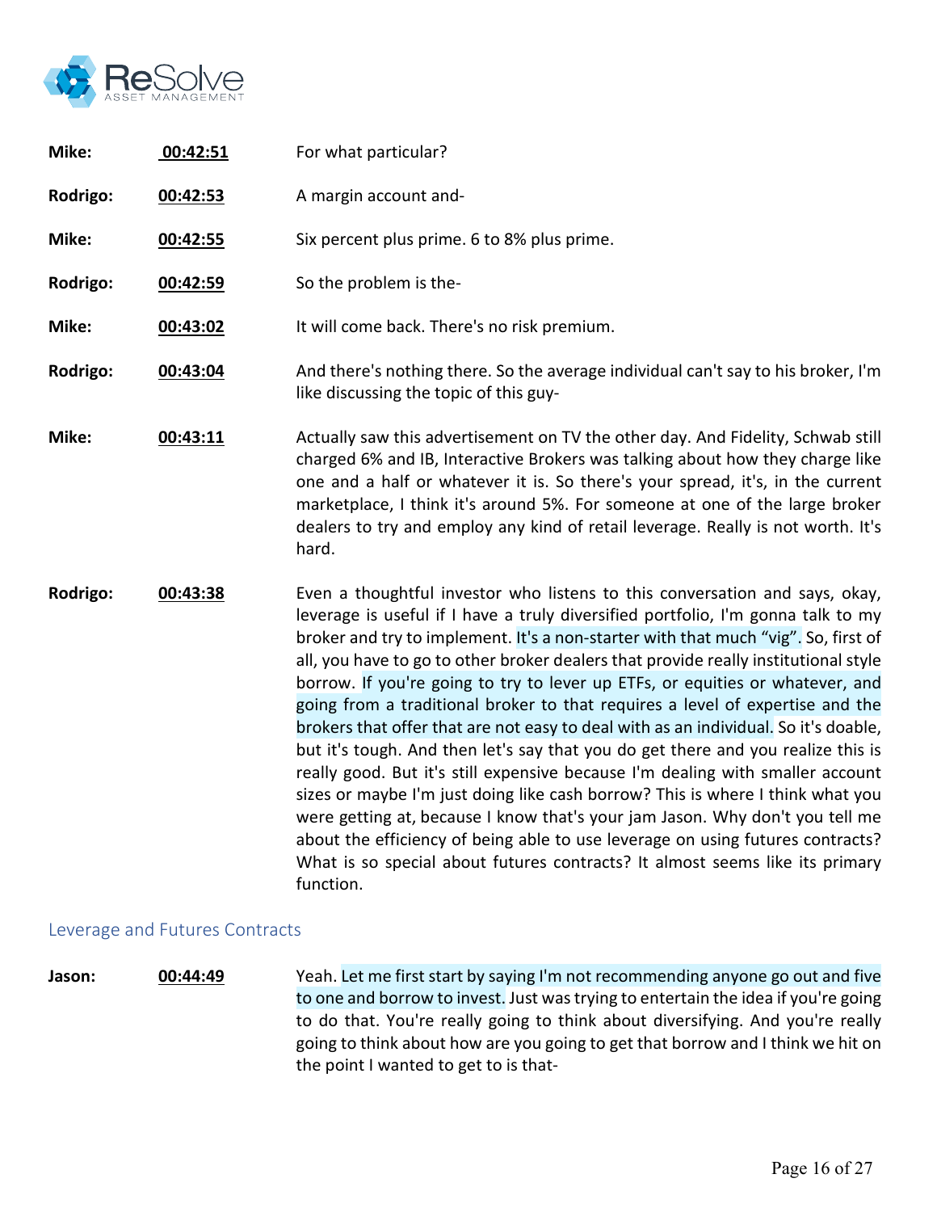**Mike:** 00:42:51 For what particular?

**Rodrigo:** 00:42:53 A margin account and-

**Mike:** 00:42:55 Six percent plus prime. 6 to 8% plus prime.

**Rodrigo:** 00:42:59 So the problem is the-

**Mike:** 00:43:02 It will come back. There's no risk premium.

**Rodrigo:** 00:43:04 And there's nothing there. So the average individual can't say to his broker, I'm like discussing the topic of this guy-

**Mike:** 00:43:11 Actually saw this advertisement on TV the other day. And Fidelity, Schwab still charged 6% and IB, Interactive Brokers was talking about how they charge like one and a half or whatever it is. So there's your spread, it's, in the current marketplace, I think it's around 5%. For someone at one of the large broker dealers to try and employ any kind of retail leverage. Really is not worth. It's hard.

**Rodrigo:** 00:43:38 Even a thoughtful investor who listens to this conversation and says, okay, leverage is useful if I have a truly diversified portfolio, I'm gonna talk to my broker and try to implement. It's a non-starter with that much "vig". So, first of all, you have to go to other broker dealers that provide really institutional style borrow. If you're going to try to lever up ETFs, or equities or whatever, and going from a traditional broker to that requires a level of expertise and the brokers that offer that are not easy to deal with as an individual. So it's doable, but it's tough. And then let's say that you do get there and you realize this is really good. But it's still expensive because I'm dealing with smaller account sizes or maybe I'm just doing like cash borrow? This is where I think what you were getting at, because I know that's your jam Jason. Why don't you tell me about the efficiency of being able to use leverage on using futures contracts? What is so special about futures contracts? It almost seems like its primary function.

## Leverage and Futures Contracts

**Jason:** 00:44:49 Yeah. Let me first start by saying I'm not recommending anyone go out and five to one and borrow to invest. Just was trying to entertain the idea if you're going to do that. You're really going to think about diversifying. And you're really going to think about how are you going to get that borrow and I think we hit on the point I wanted to get to is that-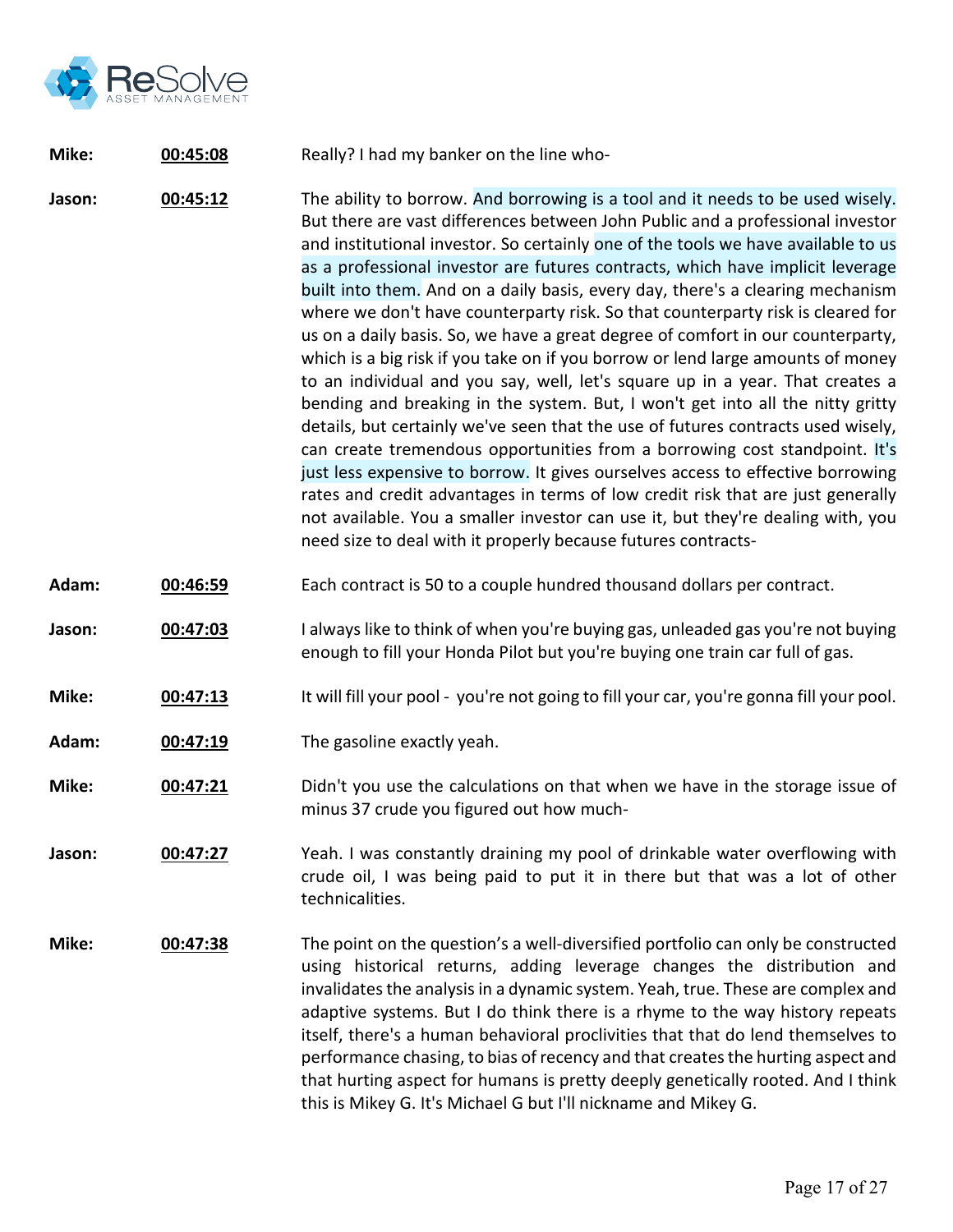**Mike:** **00:45:08** Really? I had my banker on the line who-

**Jason:** **00:45:12** The ability to borrow. And borrowing is a tool and it needs to be used wisely. But there are vast differences between John Public and a professional investor and institutional investor. So certainly one of the tools we have available to us as a professional investor are futures contracts, which have implicit leverage built into them. And on a daily basis, every day, there's a clearing mechanism where we don't have counterparty risk. So that counterparty risk is cleared for us on a daily basis. So, we have a great degree of comfort in our counterparty, which is a big risk if you take on if you borrow or lend large amounts of money to an individual and you say, well, let's square up in a year. That creates a bending and breaking in the system. But, I won't get into all the nitty gritty details, but certainly we've seen that the use of futures contracts used wisely, can create tremendous opportunities from a borrowing cost standpoint. It's just less expensive to borrow. It gives ourselves access to effective borrowing rates and credit advantages in terms of low credit risk that are just generally not available. You a smaller investor can use it, but they're dealing with, you need size to deal with it properly because futures contracts-

**Adam:** **00:46:59** Each contract is 50 to a couple hundred thousand dollars per contract.

**Jason:** **00:47:03** I always like to think of when you're buying gas, unleaded gas you're not buying enough to fill your Honda Pilot but you're buying one train car full of gas.

**Mike:** **00:47:13** It will fill your pool - you're not going to fill your car, you're gonna fill your pool.

**Adam:** **00:47:19** The gasoline exactly yeah.

**Mike:** **00:47:21** Didn't you use the calculations on that when we have in the storage issue of minus 37 crude you figured out how much-

**Jason:** **00:47:27** Yeah. I was constantly draining my pool of drinkable water overflowing with crude oil, I was being paid to put it in there but that was a lot of other technicalities.

**Mike:** **00:47:38** The point on the question's a well-diversified portfolio can only be constructed using historical returns, adding leverage changes the distribution and invalidates the analysis in a dynamic system. Yeah, true. These are complex and adaptive systems. But I do think there is a rhyme to the way history repeats itself, there's a human behavioral proclivities that that do lend themselves to performance chasing, to bias of recency and that creates the hurting aspect and that hurting aspect for humans is pretty deeply genetically rooted. And I think this is Mikey G. It's Michael G but I'll nickname and Mikey G.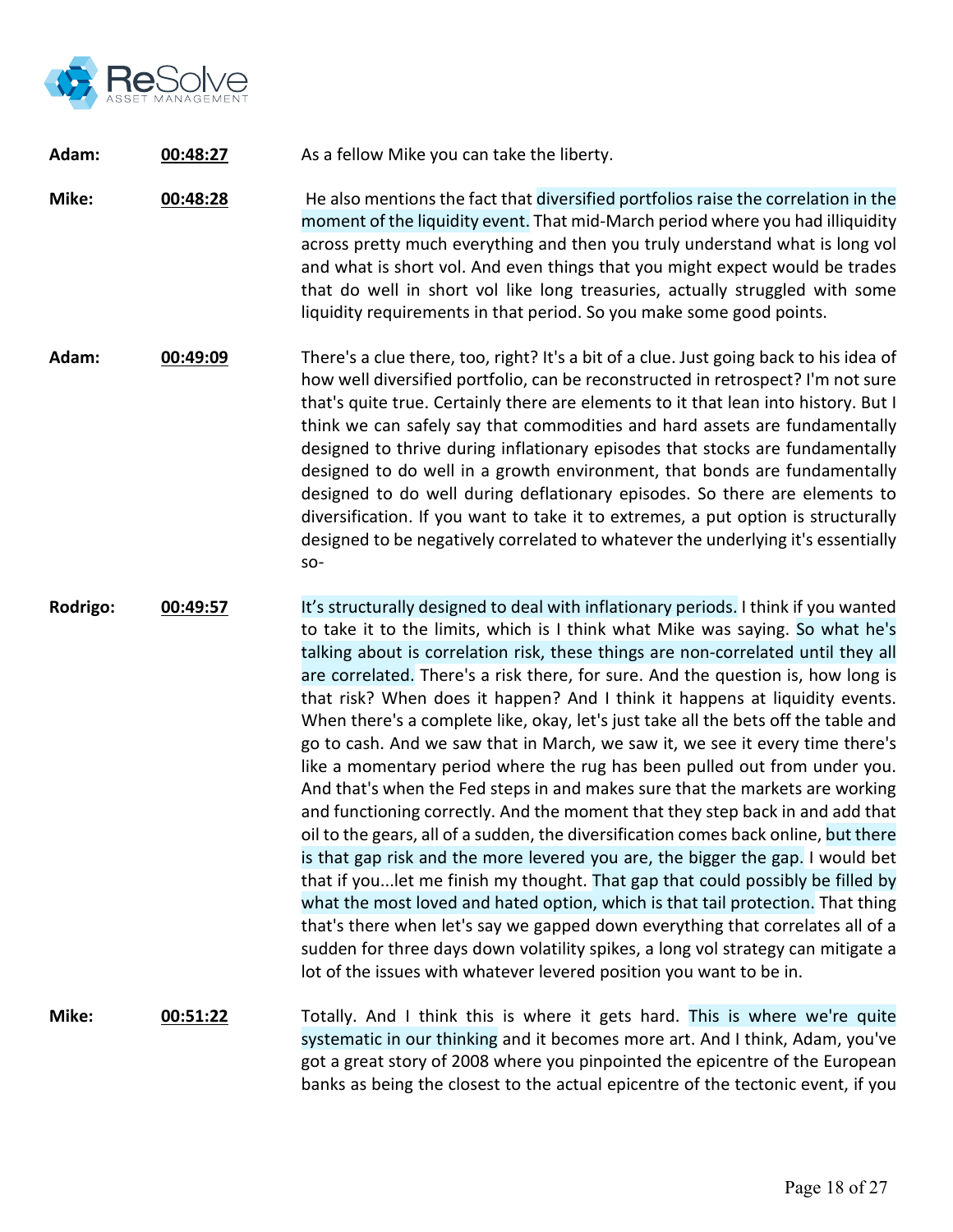**Adam:** **00:48:27** As a fellow Mike you can take the liberty.

**Mike:** **00:48:28** He also mentions the fact that diversified portfolios raise the correlation in the moment of the liquidity event. That mid-March period where you had illiquidity across pretty much everything and then you truly understand what is long vol and what is short vol. And even things that you might expect would be trades that do well in short vol like long treasuries, actually struggled with some liquidity requirements in that period. So you make some good points.

**Adam:** **00:49:09** There's a clue there, too, right? It's a bit of a clue. Just going back to his idea of how well diversified portfolio, can be reconstructed in retrospect? I'm not sure that's quite true. Certainly there are elements to it that lean into history. But I think we can safely say that commodities and hard assets are fundamentally designed to thrive during inflationary episodes that stocks are fundamentally designed to do well in a growth environment, that bonds are fundamentally designed to do well during deflationary episodes. So there are elements to diversification. If you want to take it to extremes, a put option is structurally designed to be negatively correlated to whatever the underlying it's essentially so-

**Rodrigo:** **00:49:57** It's structurally designed to deal with inflationary periods. I think if you wanted to take it to the limits, which is I think what Mike was saying. So what he's talking about is correlation risk, these things are non-correlated until they all are correlated. There's a risk there, for sure. And the question is, how long is that risk? When does it happen? And I think it happens at liquidity events. When there's a complete like, okay, let's just take all the bets off the table and go to cash. And we saw that in March, we saw it, we see it every time there's like a momentary period where the rug has been pulled out from under you. And that's when the Fed steps in and makes sure that the markets are working and functioning correctly. And the moment that they step back in and add that oil to the gears, all of a sudden, the diversification comes back online, but there is that gap risk and the more levered you are, the bigger the gap. I would bet that if you...let me finish my thought. That gap that could possibly be filled by what the most loved and hated option, which is that tail protection. That thing that's there when let's say we gapped down everything that correlates all of a sudden for three days down volatility spikes, a long vol strategy can mitigate a lot of the issues with whatever levered position you want to be in.

**Mike:** **00:51:22** Totally. And I think this is where it gets hard. This is where we're quite systematic in our thinking and it becomes more art. And I think, Adam, you've got a great story of 2008 where you pinpointed the epicentre of the European banks as being the closest to the actual epicentre of the tectonic event, if you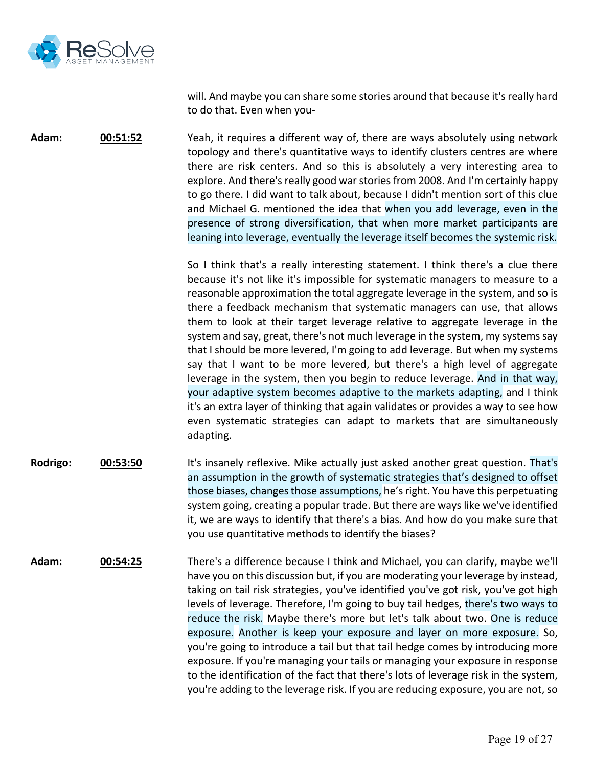will. And maybe you can share some stories around that because it's really hard to do that. Even when you-

**Adam:** **00:51:52** Yeah, it requires a different way of, there are ways absolutely using network topology and there's quantitative ways to identify clusters centres are where there are risk centers. And so this is absolutely a very interesting area to explore. And there's really good war stories from 2008. And I'm certainly happy to go there. I did want to talk about, because I didn't mention sort of this clue and Michael G. mentioned the idea that when you add leverage, even in the presence of strong diversification, that when more market participants are leaning into leverage, eventually the leverage itself becomes the systemic risk.

So I think that's a really interesting statement. I think there's a clue there because it's not like it's impossible for systematic managers to measure to a reasonable approximation the total aggregate leverage in the system, and so is there a feedback mechanism that systematic managers can use, that allows them to look at their target leverage relative to aggregate leverage in the system and say, great, there's not much leverage in the system, my systems say that I should be more levered, I'm going to add leverage. But when my systems say that I want to be more levered, but there's a high level of aggregate leverage in the system, then you begin to reduce leverage. And in that way, your adaptive system becomes adaptive to the markets adapting, and I think it's an extra layer of thinking that again validates or provides a way to see how even systematic strategies can adapt to markets that are simultaneously adapting.

**Rodrigo:** **00:53:50** It's insanely reflexive. Mike actually just asked another great question. That's an assumption in the growth of systematic strategies that's designed to offset those biases, changes those assumptions, he's right. You have this perpetuating system going, creating a popular trade. But there are ways like we've identified it, we are ways to identify that there's a bias. And how do you make sure that you use quantitative methods to identify the biases?

**Adam:** **00:54:25** There's a difference because I think and Michael, you can clarify, maybe we'll have you on this discussion but, if you are moderating your leverage by instead, taking on tail risk strategies, you've identified you've got risk, you've got high levels of leverage. Therefore, I'm going to buy tail hedges, there's two ways to reduce the risk. Maybe there's more but let's talk about two. One is reduce exposure. Another is keep your exposure and layer on more exposure. So, you're going to introduce a tail but that tail hedge comes by introducing more exposure. If you're managing your tails or managing your exposure in response to the identification of the fact that there's lots of leverage risk in the system, you're adding to the leverage risk. If you are reducing exposure, you are not, so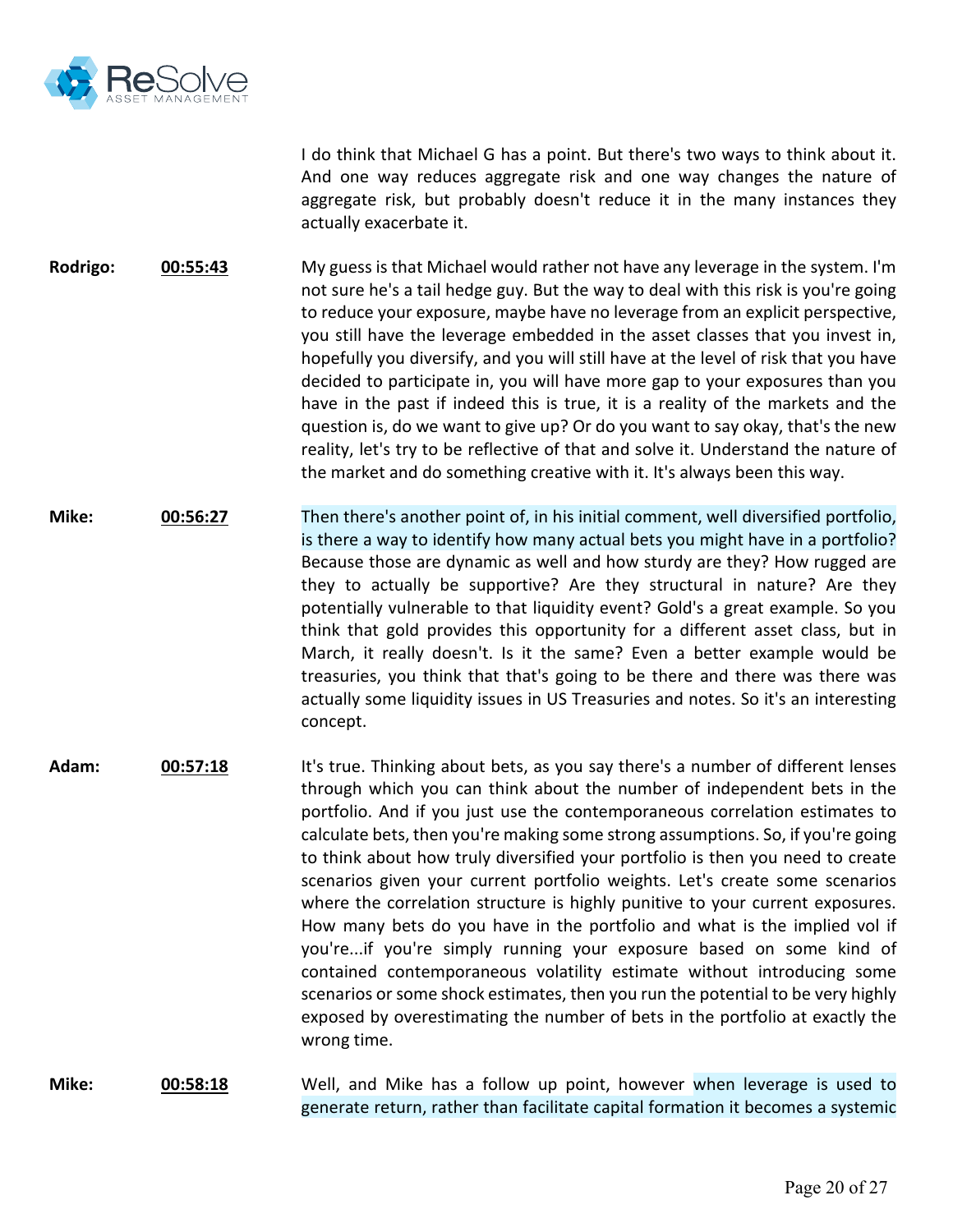I do think that Michael G has a point. But there's two ways to think about it. And one way reduces aggregate risk and one way changes the nature of aggregate risk, but probably doesn't reduce it in the many instances they actually exacerbate it.

**Rodrigo:** **00:55:43** My guess is that Michael would rather not have any leverage in the system. I'm not sure he's a tail hedge guy. But the way to deal with this risk is you're going to reduce your exposure, maybe have no leverage from an explicit perspective, you still have the leverage embedded in the asset classes that you invest in, hopefully you diversify, and you will still have at the level of risk that you have decided to participate in, you will have more gap to your exposures than you have in the past if indeed this is true, it is a reality of the markets and the question is, do we want to give up? Or do you want to say okay, that's the new reality, let's try to be reflective of that and solve it. Understand the nature of the market and do something creative with it. It's always been this way.

**Mike:** **00:56:27** Then there's another point of, in his initial comment, well diversified portfolio, is there a way to identify how many actual bets you might have in a portfolio? Because those are dynamic as well and how sturdy are they? How rugged are they to actually be supportive? Are they structural in nature? Are they potentially vulnerable to that liquidity event? Gold's a great example. So you think that gold provides this opportunity for a different asset class, but in March, it really doesn't. Is it the same? Even a better example would be treasuries, you think that that's going to be there and there was there was actually some liquidity issues in US Treasuries and notes. So it's an interesting concept.

**Adam:** **00:57:18** It's true. Thinking about bets, as you say there's a number of different lenses through which you can think about the number of independent bets in the portfolio. And if you just use the contemporaneous correlation estimates to calculate bets, then you're making some strong assumptions. So, if you're going to think about how truly diversified your portfolio is then you need to create scenarios given your current portfolio weights. Let's create some scenarios where the correlation structure is highly punitive to your current exposures. How many bets do you have in the portfolio and what is the implied vol if you're...if you're simply running your exposure based on some kind of contained contemporaneous volatility estimate without introducing some scenarios or some shock estimates, then you run the potential to be very highly exposed by overestimating the number of bets in the portfolio at exactly the wrong time.

**Mike:** **00:58:18** Well, and Mike has a follow up point, however when leverage is used to generate return, rather than facilitate capital formation it becomes a systemic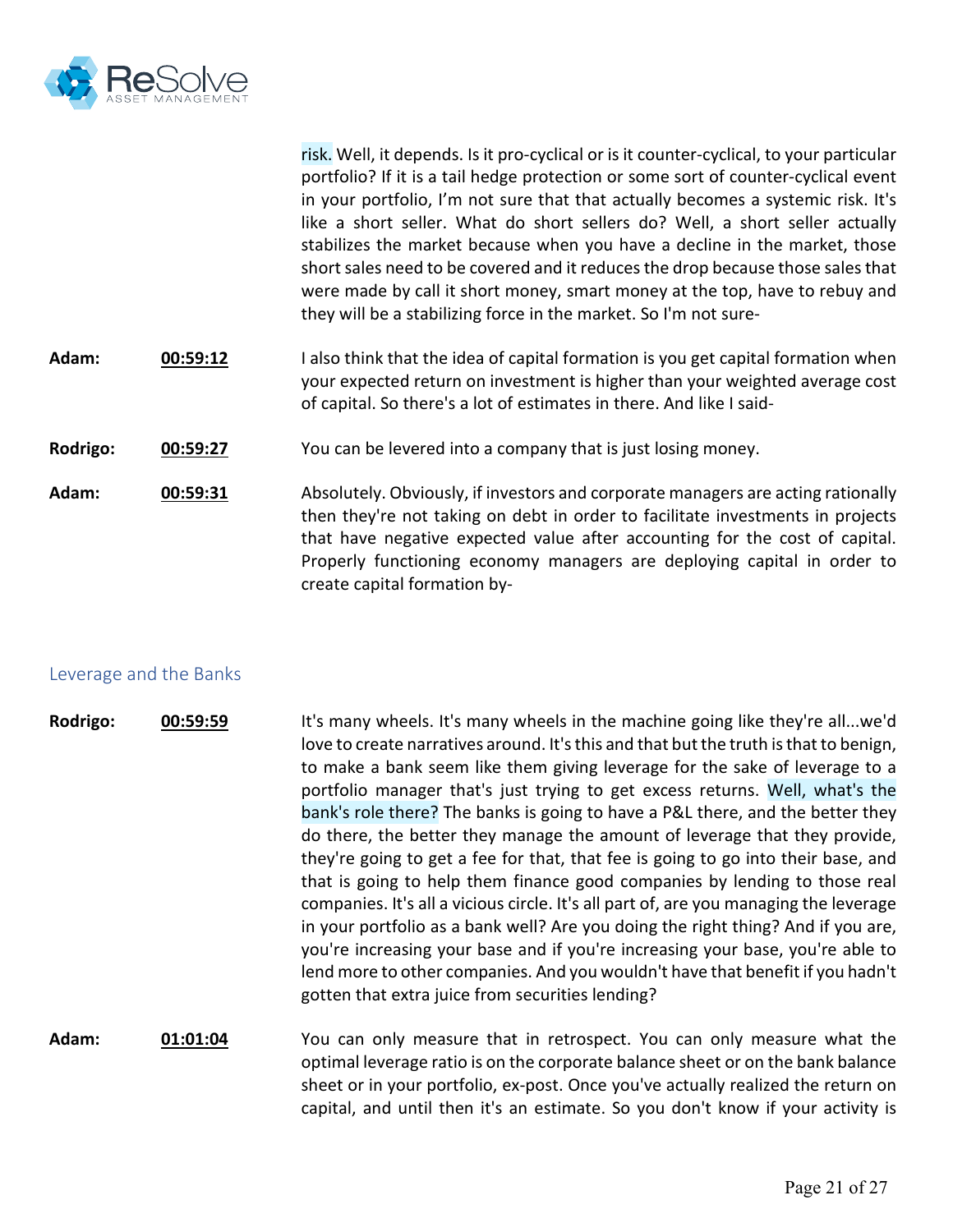risk. Well, it depends. Is it pro-cyclical or is it counter-cyclical, to your particular portfolio? If it is a tail hedge protection or some sort of counter-cyclical event in your portfolio, I'm not sure that that actually becomes a systemic risk. It's like a short seller. What do short sellers do? Well, a short seller actually stabilizes the market because when you have a decline in the market, those short sales need to be covered and it reduces the drop because those sales that were made by call it short money, smart money at the top, have to rebuy and they will be a stabilizing force in the market. So I'm not sure-

**Adam:** **00:59:12** I also think that the idea of capital formation is you get capital formation when your expected return on investment is higher than your weighted average cost of capital. So there's a lot of estimates in there. And like I said-

**Rodrigo:** **00:59:27** You can be levered into a company that is just losing money.

**Adam:** **00:59:31** Absolutely. Obviously, if investors and corporate managers are acting rationally then they're not taking on debt in order to facilitate investments in projects that have negative expected value after accounting for the cost of capital. Properly functioning economy managers are deploying capital in order to create capital formation by-

## Leverage and the Banks

**Rodrigo:** **00:59:59** It's many wheels. It's many wheels in the machine going like they're all...we'd love to create narratives around. It's this and that but the truth is that to benign, to make a bank seem like them giving leverage for the sake of leverage to a portfolio manager that's just trying to get excess returns. Well, what's the bank's role there? The banks is going to have a P&L there, and the better they do there, the better they manage the amount of leverage that they provide, they're going to get a fee for that, that fee is going to go into their base, and that is going to help them finance good companies by lending to those real companies. It's all a vicious circle. It's all part of, are you managing the leverage in your portfolio as a bank well? Are you doing the right thing? And if you are, you're increasing your base and if you're increasing your base, you're able to lend more to other companies. And you wouldn't have that benefit if you hadn't gotten that extra juice from securities lending?

**Adam:** **01:01:04** You can only measure that in retrospect. You can only measure what the optimal leverage ratio is on the corporate balance sheet or on the bank balance sheet or in your portfolio, ex-post. Once you've actually realized the return on capital, and until then it's an estimate. So you don't know if your activity is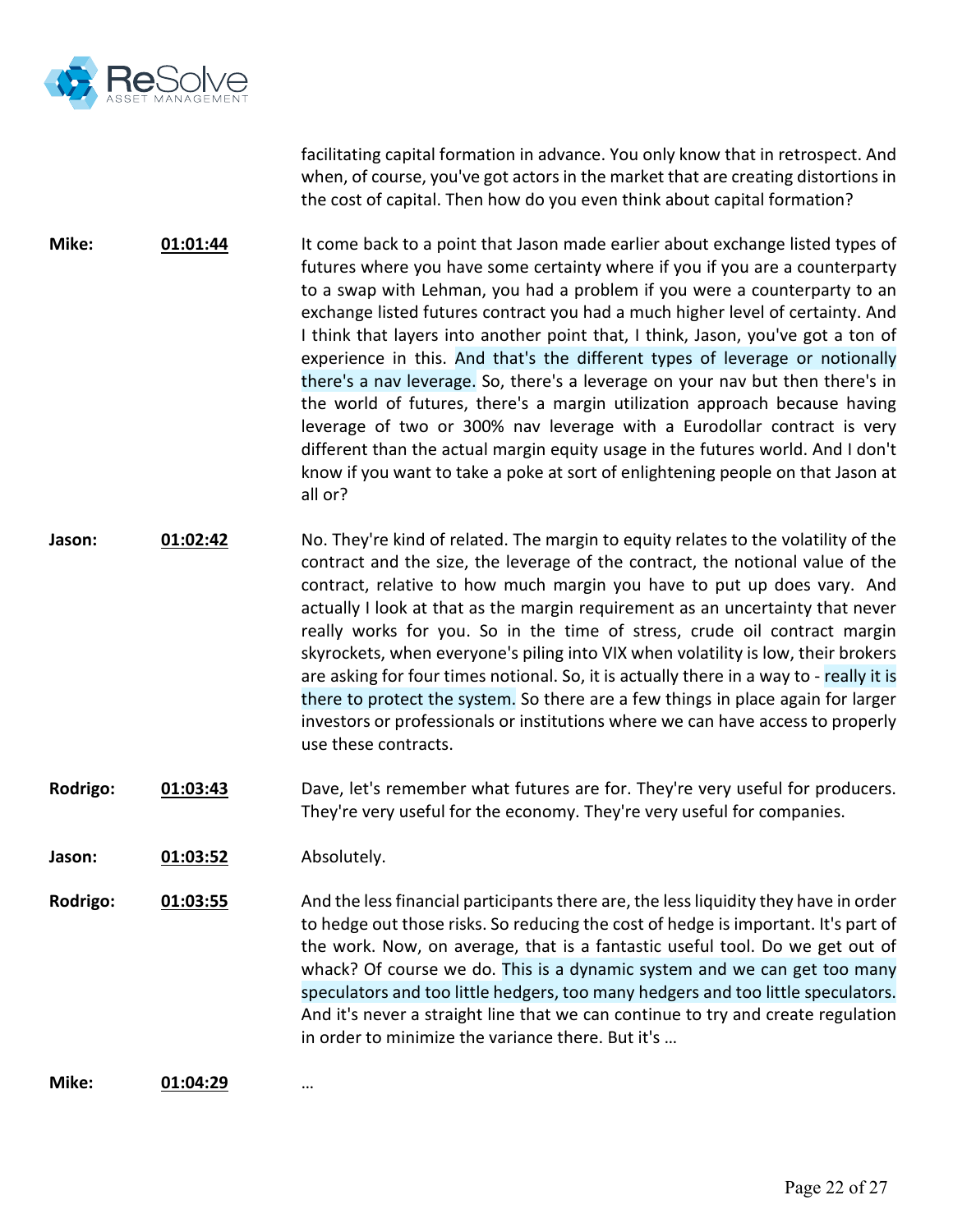facilitating capital formation in advance. You only know that in retrospect. And when, of course, you've got actors in the market that are creating distortions in the cost of capital. Then how do you even think about capital formation?

**Mike:** **01:01:44** It come back to a point that Jason made earlier about exchange listed types of futures where you have some certainty where if you if you are a counterparty to a swap with Lehman, you had a problem if you were a counterparty to an exchange listed futures contract you had a much higher level of certainty. And I think that layers into another point that, I think, Jason, you've got a ton of experience in this. And that's the different types of leverage or notionally there's a nav leverage. So, there's a leverage on your nav but then there's in the world of futures, there's a margin utilization approach because having leverage of two or 300% nav leverage with a Eurodollar contract is very different than the actual margin equity usage in the futures world. And I don't know if you want to take a poke at sort of enlightening people on that Jason at all or?

**Jason:** **01:02:42** No. They're kind of related. The margin to equity relates to the volatility of the contract and the size, the leverage of the contract, the notional value of the contract, relative to how much margin you have to put up does vary. And actually I look at that as the margin requirement as an uncertainty that never really works for you. So in the time of stress, crude oil contract margin skyrockets, when everyone's piling into VIX when volatility is low, their brokers are asking for four times notional. So, it is actually there in a way to - really it is there to protect the system. So there are a few things in place again for larger investors or professionals or institutions where we can have access to properly use these contracts.

**Rodrigo:** **01:03:43** Dave, let's remember what futures are for. They're very useful for producers. They're very useful for the economy. They're very useful for companies.

**Jason:** **01:03:52** Absolutely.

**Rodrigo:** **01:03:55** And the less financial participants there are, the less liquidity they have in order to hedge out those risks. So reducing the cost of hedge is important. It's part of the work. Now, on average, that is a fantastic useful tool. Do we get out of whack? Of course we do. This is a dynamic system and we can get too many speculators and too little hedgers, too many hedgers and too little speculators. And it's never a straight line that we can continue to try and create regulation in order to minimize the variance there. But it's …

**Mike:** **01:04:29** …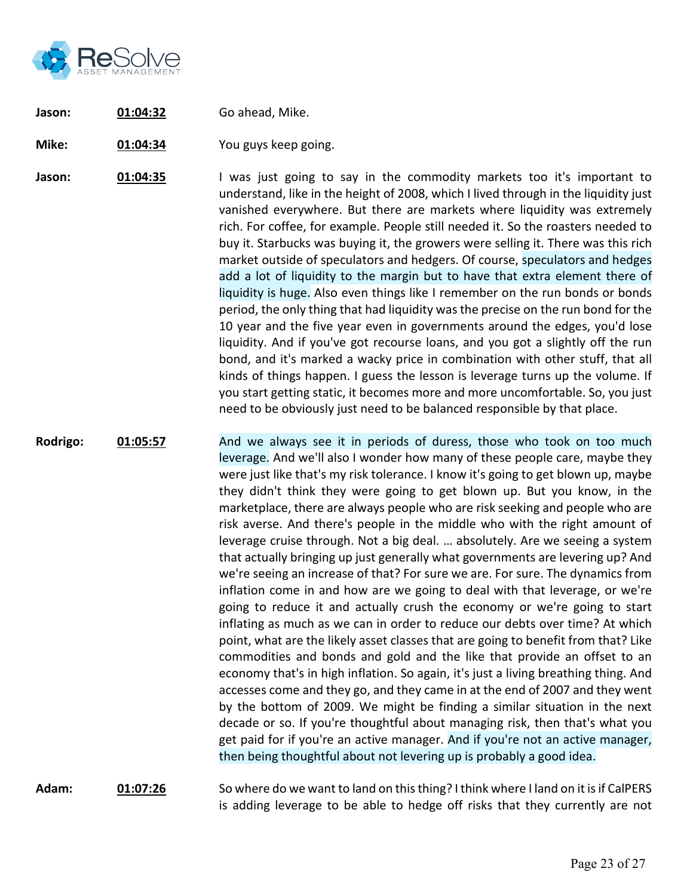**Jason:** **01:04:32** Go ahead, Mike.

**Mike:** **01:04:34** You guys keep going.

**Jason:** **01:04:35** I was just going to say in the commodity markets too it's important to understand, like in the height of 2008, which I lived through in the liquidity just vanished everywhere. But there are markets where liquidity was extremely rich. For coffee, for example. People still needed it. So the roasters needed to buy it. Starbucks was buying it, the growers were selling it. There was this rich market outside of speculators and hedgers. Of course, speculators and hedges add a lot of liquidity to the margin but to have that extra element there of liquidity is huge. Also even things like I remember on the run bonds or bonds period, the only thing that had liquidity was the precise on the run bond for the 10 year and the five year even in governments around the edges, you'd lose liquidity. And if you've got recourse loans, and you got a slightly off the run bond, and it's marked a wacky price in combination with other stuff, that all kinds of things happen. I guess the lesson is leverage turns up the volume. If you start getting static, it becomes more and more uncomfortable. So, you just need to be obviously just need to be balanced responsible by that place.

**Rodrigo:** **01:05:57** And we always see it in periods of duress, those who took on too much leverage. And we'll also I wonder how many of these people care, maybe they were just like that's my risk tolerance. I know it's going to get blown up, maybe they didn't think they were going to get blown up. But you know, in the marketplace, there are always people who are risk seeking and people who are risk averse. And there's people in the middle who with the right amount of leverage cruise through. Not a big deal. … absolutely. Are we seeing a system that actually bringing up just generally what governments are levering up? And we're seeing an increase of that? For sure we are. For sure. The dynamics from inflation come in and how are we going to deal with that leverage, or we're going to reduce it and actually crush the economy or we're going to start inflating as much as we can in order to reduce our debts over time? At which point, what are the likely asset classes that are going to benefit from that? Like commodities and bonds and gold and the like that provide an offset to an economy that's in high inflation. So again, it's just a living breathing thing. And accesses come and they go, and they came in at the end of 2007 and they went by the bottom of 2009. We might be finding a similar situation in the next decade or so. If you're thoughtful about managing risk, then that's what you get paid for if you're an active manager. And if you're not an active manager, then being thoughtful about not levering up is probably a good idea.

**Adam:** **01:07:26** So where do we want to land on this thing? I think where I land on it is if CalPERS is adding leverage to be able to hedge off risks that they currently are not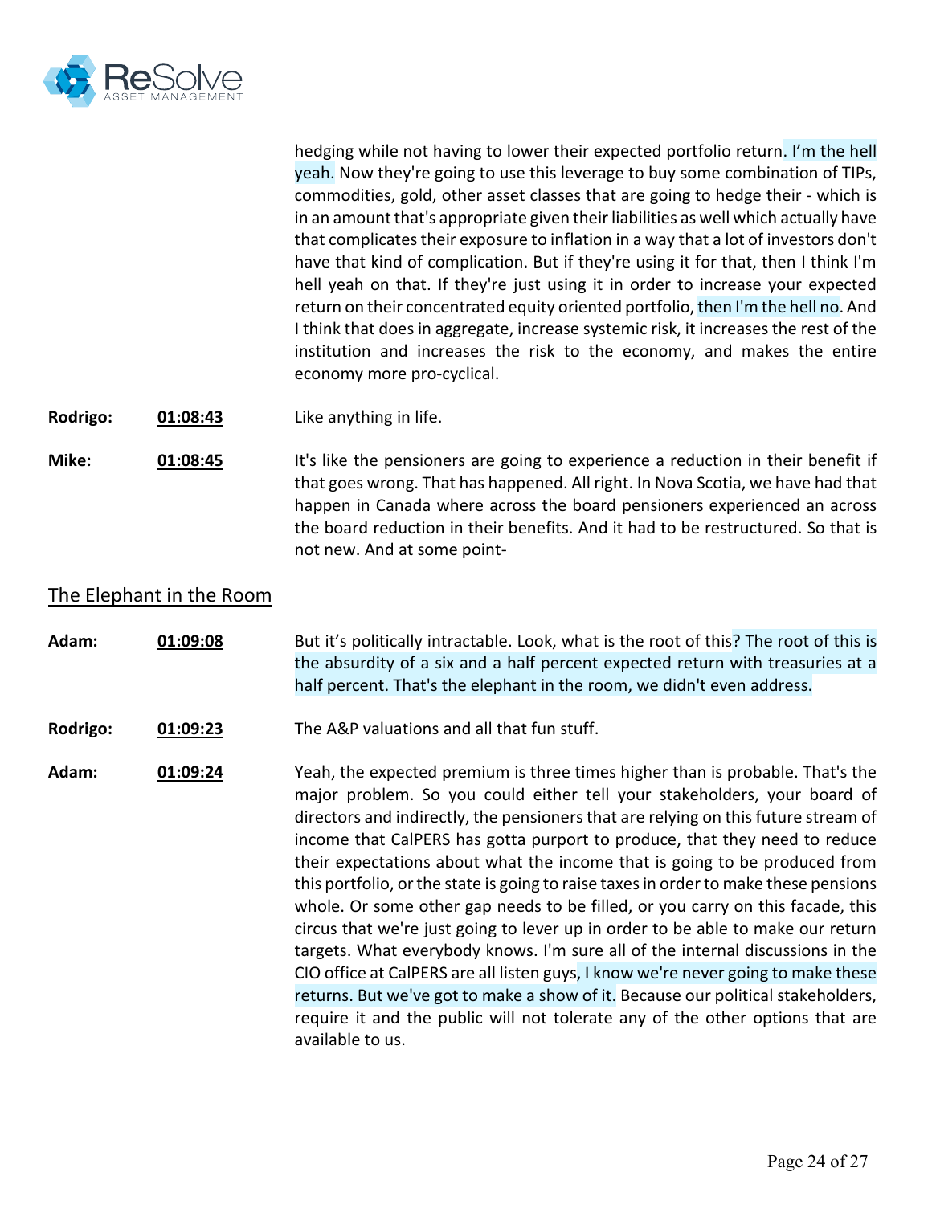hedging while not having to lower their expected portfolio return. I'm the hell yeah. Now they're going to use this leverage to buy some combination of TIPs, commodities, gold, other asset classes that are going to hedge their - which is in an amount that's appropriate given their liabilities as well which actually have that complicates their exposure to inflation in a way that a lot of investors don't have that kind of complication. But if they're using it for that, then I think I'm hell yeah on that. If they're just using it in order to increase your expected return on their concentrated equity oriented portfolio, then I'm the hell no. And I think that does in aggregate, increase systemic risk, it increases the rest of the institution and increases the risk to the economy, and makes the entire economy more pro-cyclical.

**Rodrigo:** **01:08:43** Like anything in life.

**Mike:** **01:08:45** It's like the pensioners are going to experience a reduction in their benefit if that goes wrong. That has happened. All right. In Nova Scotia, we have had that happen in Canada where across the board pensioners experienced an across the board reduction in their benefits. And it had to be restructured. So that is not new. And at some point-

## The Elephant in the Room

**Adam:** **01:09:08** But it's politically intractable. Look, what is the root of this? The root of this is the absurdity of a six and a half percent expected return with treasuries at a half percent. That's the elephant in the room, we didn't even address.

**Rodrigo:** **01:09:23** The A&P valuations and all that fun stuff.

**Adam:** **01:09:24** Yeah, the expected premium is three times higher than is probable. That's the major problem. So you could either tell your stakeholders, your board of directors and indirectly, the pensioners that are relying on this future stream of income that CalPERS has gotta purport to produce, that they need to reduce their expectations about what the income that is going to be produced from this portfolio, or the state is going to raise taxes in order to make these pensions whole. Or some other gap needs to be filled, or you carry on this facade, this circus that we're just going to lever up in order to be able to make our return targets. What everybody knows. I'm sure all of the internal discussions in the CIO office at CalPERS are all listen guys, I know we're never going to make these returns. But we've got to make a show of it. Because our political stakeholders, require it and the public will not tolerate any of the other options that are available to us.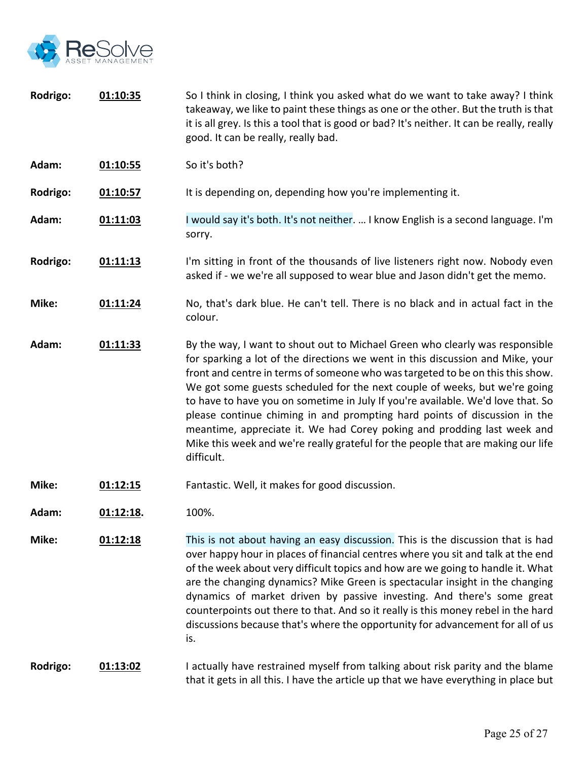**Rodrigo:** **01:10:35** So I think in closing, I think you asked what do we want to take away? I think takeaway, we like to paint these things as one or the other. But the truth is that it is all grey. Is this a tool that is good or bad? It's neither. It can be really, really good. It can be really, really bad.

**Adam:** **01:10:55** So it's both?

**Rodrigo:** **01:10:57** It is depending on, depending how you're implementing it.

**Adam:** **01:11:03** I would say it's both. It's not neither. … I know English is a second language. I'm sorry.

**Rodrigo:** **01:11:13** I'm sitting in front of the thousands of live listeners right now. Nobody even asked if - we we're all supposed to wear blue and Jason didn't get the memo.

**Mike:** **01:11:24** No, that's dark blue. He can't tell. There is no black and in actual fact in the colour.

**Adam:** **01:11:33** By the way, I want to shout out to Michael Green who clearly was responsible for sparking a lot of the directions we went in this discussion and Mike, your front and centre in terms of someone who was targeted to be on this this show. We got some guests scheduled for the next couple of weeks, but we're going to have to have you on sometime in July If you're available. We'd love that. So please continue chiming in and prompting hard points of discussion in the meantime, appreciate it. We had Corey poking and prodding last week and Mike this week and we're really grateful for the people that are making our life difficult.

**Mike:** **01:12:15** Fantastic. Well, it makes for good discussion.

**Adam:** **01:12:18.** 100%.

**Mike:** **01:12:18** This is not about having an easy discussion. This is the discussion that is had over happy hour in places of financial centres where you sit and talk at the end of the week about very difficult topics and how are we going to handle it. What are the changing dynamics? Mike Green is spectacular insight in the changing dynamics of market driven by passive investing. And there's some great counterpoints out there to that. And so it really is this money rebel in the hard discussions because that's where the opportunity for advancement for all of us is.

**Rodrigo:** **01:13:02** I actually have restrained myself from talking about risk parity and the blame that it gets in all this. I have the article up that we have everything in place but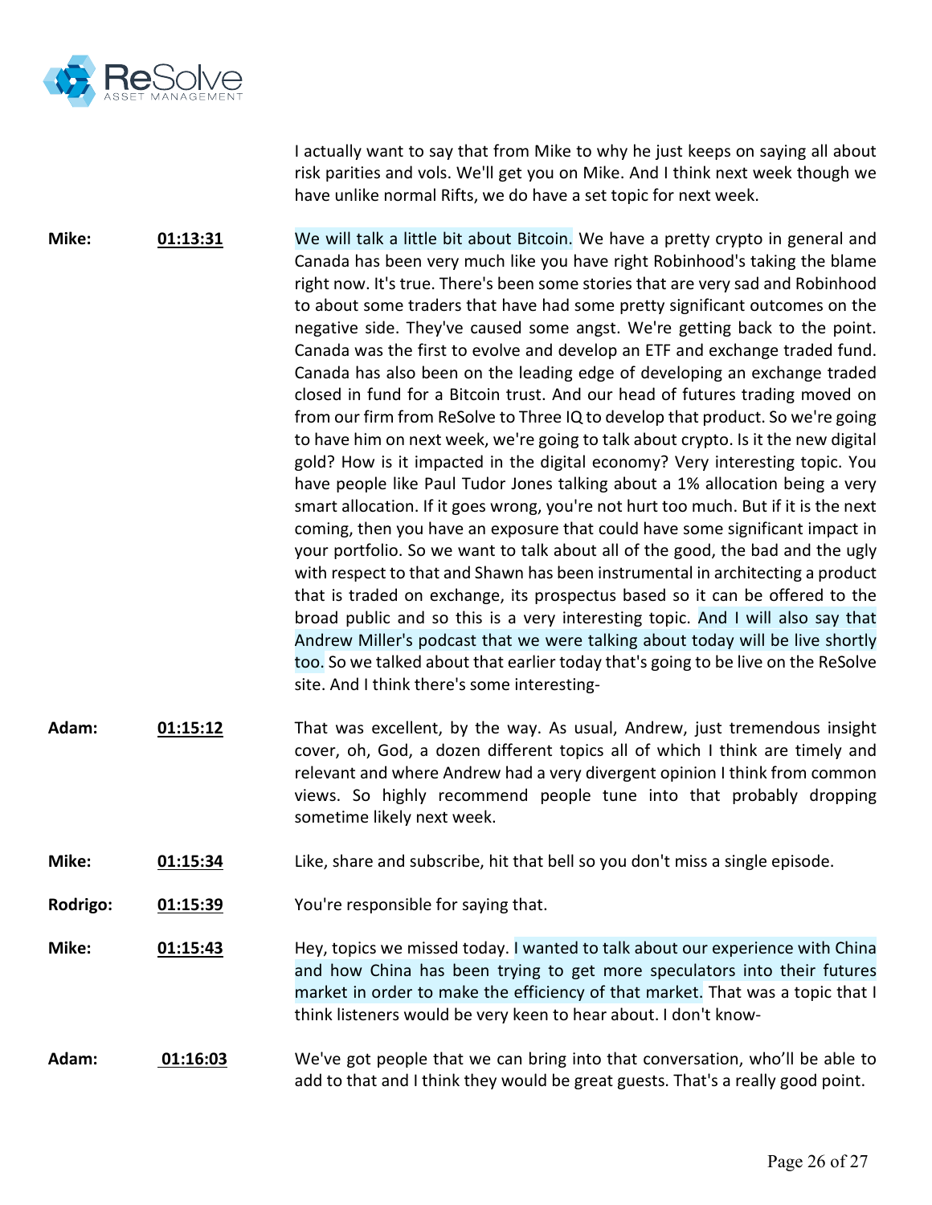I actually want to say that from Mike to why he just keeps on saying all about risk parities and vols. We'll get you on Mike. And I think next week though we have unlike normal Rifts, we do have a set topic for next week.

**Mike:** **01:13:31** We will talk a little bit about Bitcoin. We have a pretty crypto in general and Canada has been very much like you have right Robinhood's taking the blame right now. It's true. There's been some stories that are very sad and Robinhood to about some traders that have had some pretty significant outcomes on the negative side. They've caused some angst. We're getting back to the point. Canada was the first to evolve and develop an ETF and exchange traded fund. Canada has also been on the leading edge of developing an exchange traded closed in fund for a Bitcoin trust. And our head of futures trading moved on from our firm from ReSolve to Three IQ to develop that product. So we're going to have him on next week, we're going to talk about crypto. Is it the new digital gold? How is it impacted in the digital economy? Very interesting topic. You have people like Paul Tudor Jones talking about a 1% allocation being a very smart allocation. If it goes wrong, you're not hurt too much. But if it is the next coming, then you have an exposure that could have some significant impact in your portfolio. So we want to talk about all of the good, the bad and the ugly with respect to that and Shawn has been instrumental in architecting a product that is traded on exchange, its prospectus based so it can be offered to the broad public and so this is a very interesting topic. And I will also say that Andrew Miller's podcast that we were talking about today will be live shortly too. So we talked about that earlier today that's going to be live on the ReSolve site. And I think there's some interesting-

**Adam:** **01:15:12** That was excellent, by the way. As usual, Andrew, just tremendous insight cover, oh, God, a dozen different topics all of which I think are timely and relevant and where Andrew had a very divergent opinion I think from common views. So highly recommend people tune into that probably dropping sometime likely next week.

**Mike:** **01:15:34** Like, share and subscribe, hit that bell so you don't miss a single episode.

**Rodrigo:** **01:15:39** You're responsible for saying that.

**Mike:** **01:15:43** Hey, topics we missed today. I wanted to talk about our experience with China and how China has been trying to get more speculators into their futures market in order to make the efficiency of that market. That was a topic that I think listeners would be very keen to hear about. I don't know-

**Adam:** **01:16:03** We've got people that we can bring into that conversation, who'll be able to add to that and I think they would be great guests. That's a really good point.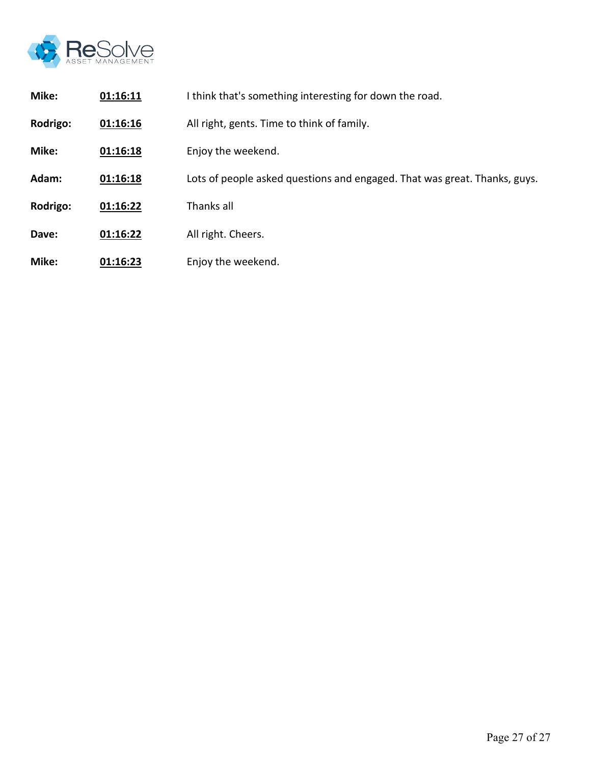| | | |
|---|---|---|
| **Mike:** | **01:16:11** | I think that's something interesting for down the road. |
| **Rodrigo:** | **01:16:16** | All right, gents. Time to think of family. |
| **Mike:** | **01:16:18** | Enjoy the weekend. |
| **Adam:** | **01:16:18** | Lots of people asked questions and engaged. That was great. Thanks, guys. |
| **Rodrigo:** | **01:16:22** | Thanks all |
| **Dave:** | **01:16:22** | All right. Cheers. |
| **Mike:** | **01:16:23** | Enjoy the weekend. |